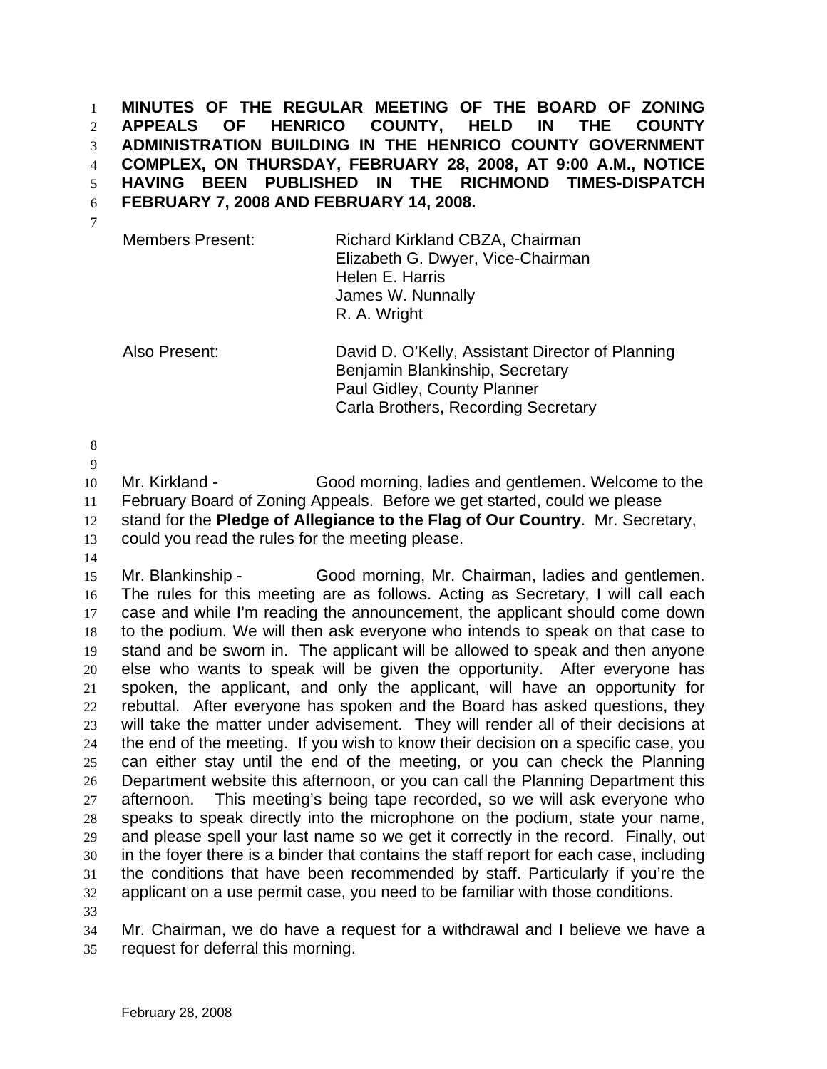**MINUTES OF THE REGULAR MEETING OF THE BOARD OF ZONING APPEALS OF HENRICO COUNTY, HELD IN THE COUNTY ADMINISTRATION BUILDING IN THE HENRICO COUNTY GOVERNMENT COMPLEX, ON THURSDAY, FEBRUARY 28, 2008, AT 9:00 A.M., NOTICE HAVING BEEN PUBLISHED IN THE RICHMOND TIMES-DISPATCH FEBRUARY 7, 2008 AND FEBRUARY 14, 2008.**

| | |
|---|---|
| Members Present: | Richard Kirkland CBZA, Chairman<br>Elizabeth G. Dwyer, Vice-Chairman<br>Helen E. Harris<br>James W. Nunnally<br>R. A. Wright |
| Also Present: | David D. O'Kelly, Assistant Director of Planning<br>Benjamin Blankinship, Secretary<br>Paul Gidley, County Planner<br>Carla Brothers, Recording Secretary |

Mr. Kirkland - Good morning, ladies and gentlemen. Welcome to the February Board of Zoning Appeals. Before we get started, could we please stand for the **Pledge of Allegiance to the Flag of Our Country**. Mr. Secretary, could you read the rules for the meeting please.

Mr. Blankinship - Good morning, Mr. Chairman, ladies and gentlemen. The rules for this meeting are as follows. Acting as Secretary, I will call each case and while I'm reading the announcement, the applicant should come down to the podium. We will then ask everyone who intends to speak on that case to stand and be sworn in. The applicant will be allowed to speak and then anyone else who wants to speak will be given the opportunity. After everyone has spoken, the applicant, and only the applicant, will have an opportunity for rebuttal. After everyone has spoken and the Board has asked questions, they will take the matter under advisement. They will render all of their decisions at the end of the meeting. If you wish to know their decision on a specific case, you can either stay until the end of the meeting, or you can check the Planning Department website this afternoon, or you can call the Planning Department this afternoon. This meeting's being tape recorded, so we will ask everyone who speaks to speak directly into the microphone on the podium, state your name, and please spell your last name so we get it correctly in the record. Finally, out in the foyer there is a binder that contains the staff report for each case, including the conditions that have been recommended by staff. Particularly if you're the applicant on a use permit case, you need to be familiar with those conditions.

Mr. Chairman, we do have a request for a withdrawal and I believe we have a request for deferral this morning.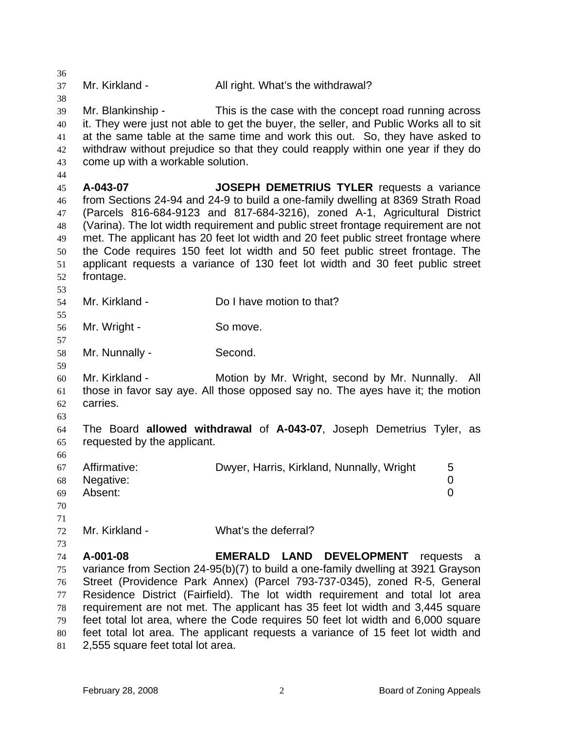Mr. Kirkland - All right. What's the withdrawal?

Mr. Blankinship - This is the case with the concept road running across it. They were just not able to get the buyer, the seller, and Public Works all to sit at the same table at the same time and work this out. So, they have asked to withdraw without prejudice so that they could reapply within one year if they do come up with a workable solution.

**A-043-07** **JOSEPH DEMETRIUS TYLER** requests a variance from Sections 24-94 and 24-9 to build a one-family dwelling at 8369 Strath Road (Parcels 816-684-9123 and 817-684-3216), zoned A-1, Agricultural District (Varina). The lot width requirement and public street frontage requirement are not met. The applicant has 20 feet lot width and 20 feet public street frontage where the Code requires 150 feet lot width and 50 feet public street frontage. The applicant requests a variance of 130 feet lot width and 30 feet public street frontage.

Mr. Kirkland - Do I have motion to that?

Mr. Wright - So move.

Mr. Nunnally - Second.

Mr. Kirkland - Motion by Mr. Wright, second by Mr. Nunnally. All those in favor say aye. All those opposed say no. The ayes have it; the motion carries.

The Board **allowed withdrawal** of **A-043-07**, Joseph Demetrius Tyler, as requested by the applicant.

| | | |
|---|---|---|
| Affirmative: | Dwyer, Harris, Kirkland, Nunnally, Wright | 5 |
| Negative: | | 0 |
| Absent: | | 0 |

Mr. Kirkland - What's the deferral?

**A-001-08** **EMERALD LAND DEVELOPMENT** requests a variance from Section 24-95(b)(7) to build a one-family dwelling at 3921 Grayson Street (Providence Park Annex) (Parcel 793-737-0345), zoned R-5, General Residence District (Fairfield). The lot width requirement and total lot area requirement are not met. The applicant has 35 feet lot width and 3,445 square feet total lot area, where the Code requires 50 feet lot width and 6,000 square feet total lot area. The applicant requests a variance of 15 feet lot width and 2,555 square feet total lot area.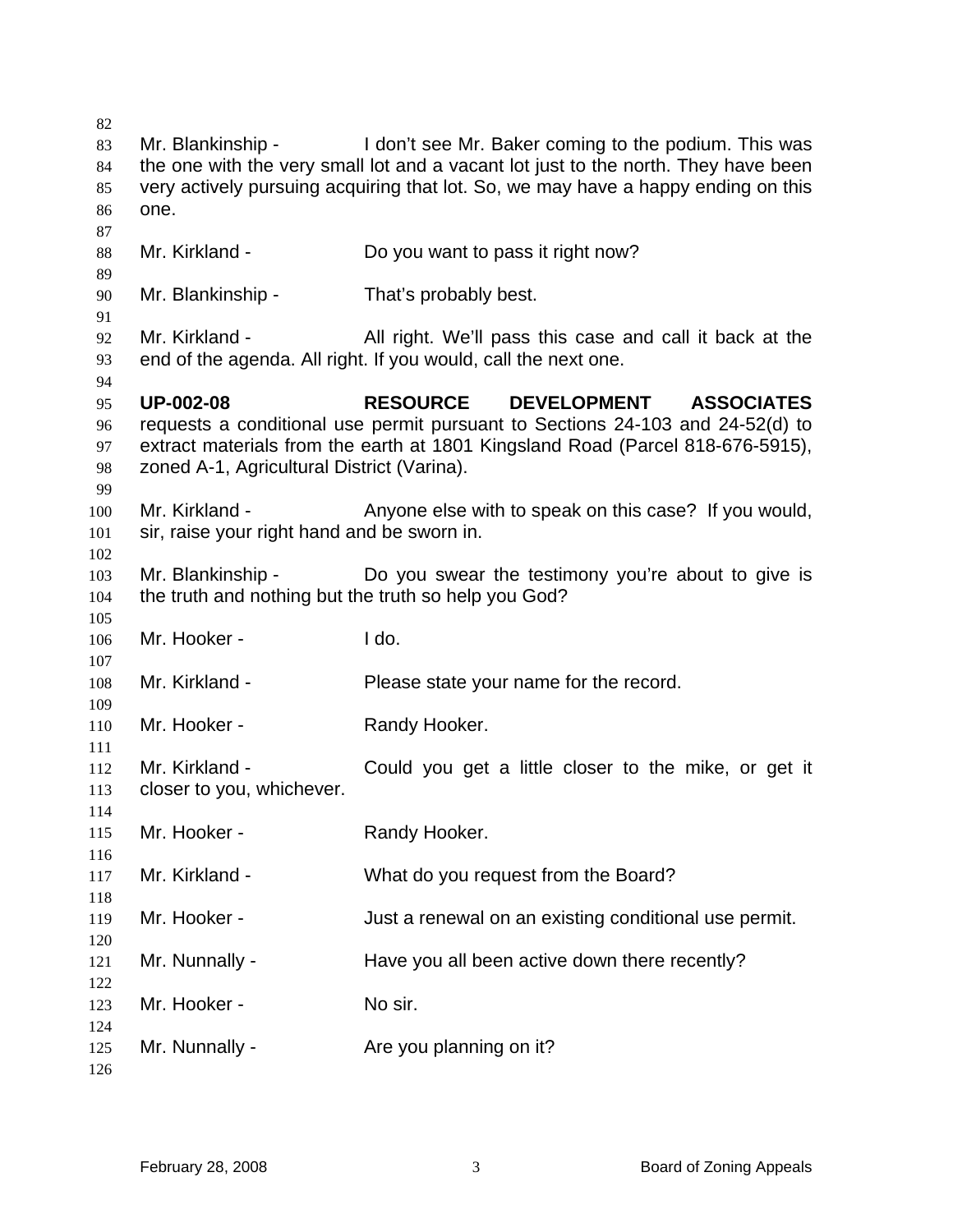Mr. Blankinship - I don't see Mr. Baker coming to the podium. This was the one with the very small lot and a vacant lot just to the north. They have been very actively pursuing acquiring that lot. So, we may have a happy ending on this one.

Mr. Kirkland - Do you want to pass it right now?

Mr. Blankinship - That's probably best.

Mr. Kirkland - All right. We'll pass this case and call it back at the end of the agenda. All right. If you would, call the next one.

**UP-002-08 RESOURCE DEVELOPMENT ASSOCIATES** requests a conditional use permit pursuant to Sections 24-103 and 24-52(d) to extract materials from the earth at 1801 Kingsland Road (Parcel 818-676-5915), zoned A-1, Agricultural District (Varina).

Mr. Kirkland - Anyone else with to speak on this case? If you would, sir, raise your right hand and be sworn in.

Mr. Blankinship - Do you swear the testimony you're about to give is the truth and nothing but the truth so help you God?

Mr. Hooker - I do.

Mr. Kirkland - Please state your name for the record.

Mr. Hooker - Randy Hooker.

Mr. Kirkland - Could you get a little closer to the mike, or get it closer to you, whichever.

Mr. Hooker - Randy Hooker.

Mr. Kirkland - What do you request from the Board?

Mr. Hooker - Just a renewal on an existing conditional use permit.

Mr. Nunnally - Have you all been active down there recently?

Mr. Hooker - No sir.

Mr. Nunnally - Are you planning on it?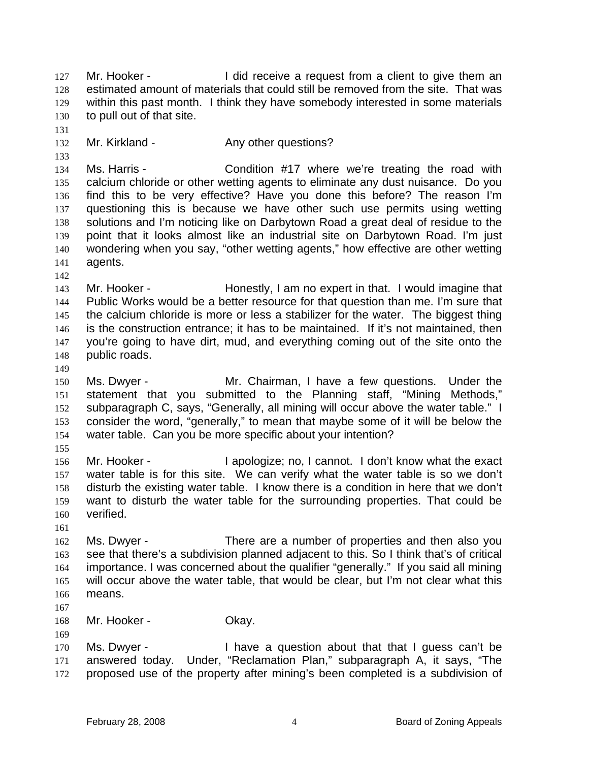Mr. Hooker - I did receive a request from a client to give them an estimated amount of materials that could still be removed from the site. That was within this past month. I think they have somebody interested in some materials to pull out of that site.

Mr. Kirkland - Any other questions?

Ms. Harris - Condition #17 where we're treating the road with calcium chloride or other wetting agents to eliminate any dust nuisance. Do you find this to be very effective? Have you done this before? The reason I'm questioning this is because we have other such use permits using wetting solutions and I'm noticing like on Darbytown Road a great deal of residue to the point that it looks almost like an industrial site on Darbytown Road. I'm just wondering when you say, "other wetting agents," how effective are other wetting agents.

Mr. Hooker - Honestly, I am no expert in that. I would imagine that Public Works would be a better resource for that question than me. I'm sure that the calcium chloride is more or less a stabilizer for the water. The biggest thing is the construction entrance; it has to be maintained. If it's not maintained, then you're going to have dirt, mud, and everything coming out of the site onto the public roads.

Ms. Dwyer - Mr. Chairman, I have a few questions. Under the statement that you submitted to the Planning staff, "Mining Methods," subparagraph C, says, "Generally, all mining will occur above the water table." I consider the word, "generally," to mean that maybe some of it will be below the water table. Can you be more specific about your intention?

Mr. Hooker - I apologize; no, I cannot. I don't know what the exact water table is for this site. We can verify what the water table is so we don't disturb the existing water table. I know there is a condition in here that we don't want to disturb the water table for the surrounding properties. That could be verified.

Ms. Dwyer - There are a number of properties and then also you see that there's a subdivision planned adjacent to this. So I think that's of critical importance. I was concerned about the qualifier "generally." If you said all mining will occur above the water table, that would be clear, but I'm not clear what this means.

Mr. Hooker - Okay.

Ms. Dwyer - I have a question about that that I guess can't be answered today. Under, "Reclamation Plan," subparagraph A, it says, "The proposed use of the property after mining's been completed is a subdivision of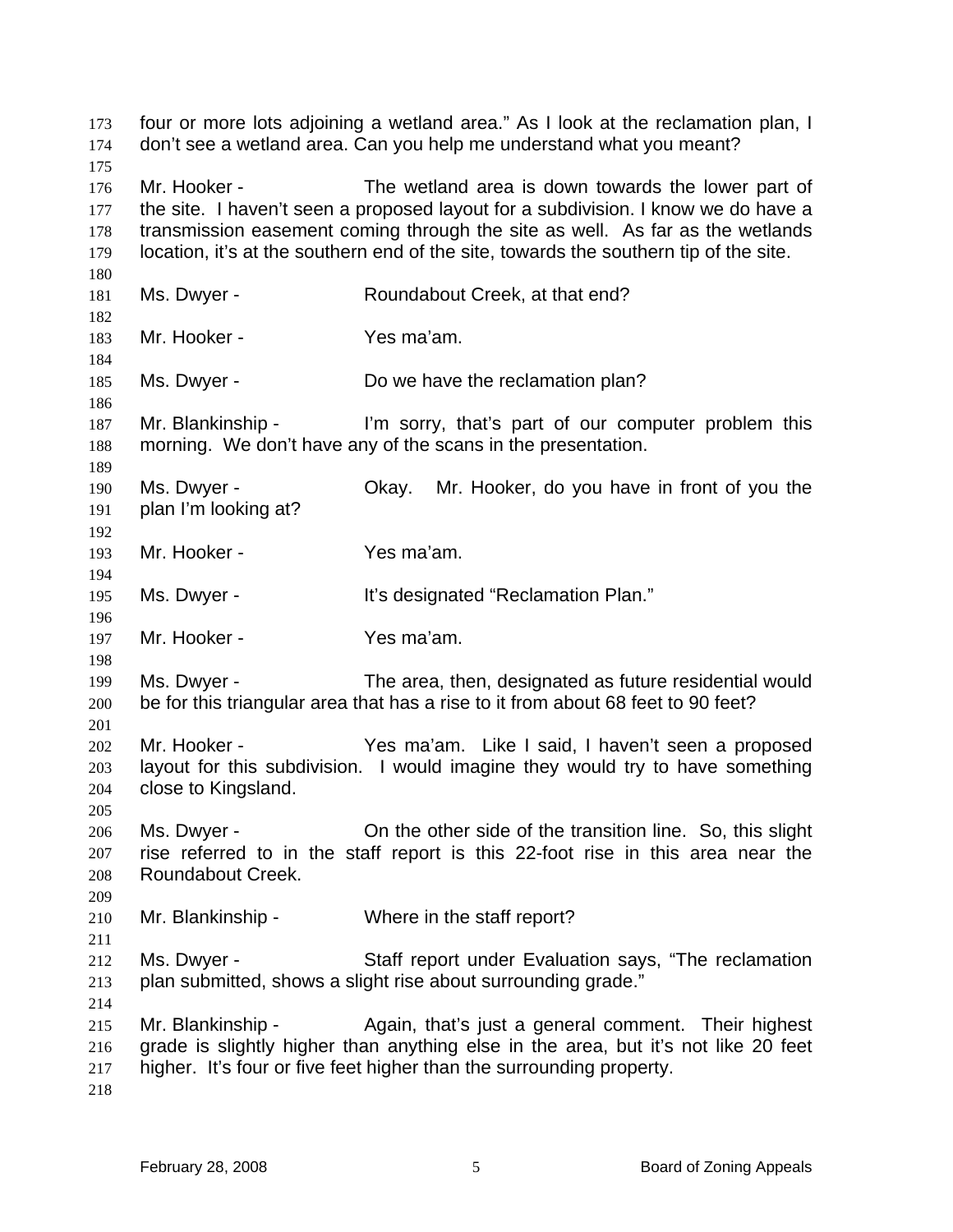four or more lots adjoining a wetland area." As I look at the reclamation plan, I don't see a wetland area. Can you help me understand what you meant?

Mr. Hooker - The wetland area is down towards the lower part of the site. I haven't seen a proposed layout for a subdivision. I know we do have a transmission easement coming through the site as well. As far as the wetlands location, it's at the southern end of the site, towards the southern tip of the site.

Ms. Dwyer - Roundabout Creek, at that end?

Mr. Hooker - Yes ma'am.

Ms. Dwyer - Do we have the reclamation plan?

Mr. Blankinship - I'm sorry, that's part of our computer problem this morning. We don't have any of the scans in the presentation.

Ms. Dwyer - Okay. Mr. Hooker, do you have in front of you the plan I'm looking at?

Mr. Hooker - Yes ma'am.

Ms. Dwyer - It's designated "Reclamation Plan."

Mr. Hooker - Yes ma'am.

Ms. Dwyer - The area, then, designated as future residential would be for this triangular area that has a rise to it from about 68 feet to 90 feet?

Mr. Hooker - Yes ma'am. Like I said, I haven't seen a proposed layout for this subdivision. I would imagine they would try to have something close to Kingsland.

Ms. Dwyer - On the other side of the transition line. So, this slight rise referred to in the staff report is this 22-foot rise in this area near the Roundabout Creek.

Mr. Blankinship - Where in the staff report?

Ms. Dwyer - Staff report under Evaluation says, "The reclamation plan submitted, shows a slight rise about surrounding grade."

Mr. Blankinship - Again, that's just a general comment. Their highest grade is slightly higher than anything else in the area, but it's not like 20 feet higher. It's four or five feet higher than the surrounding property.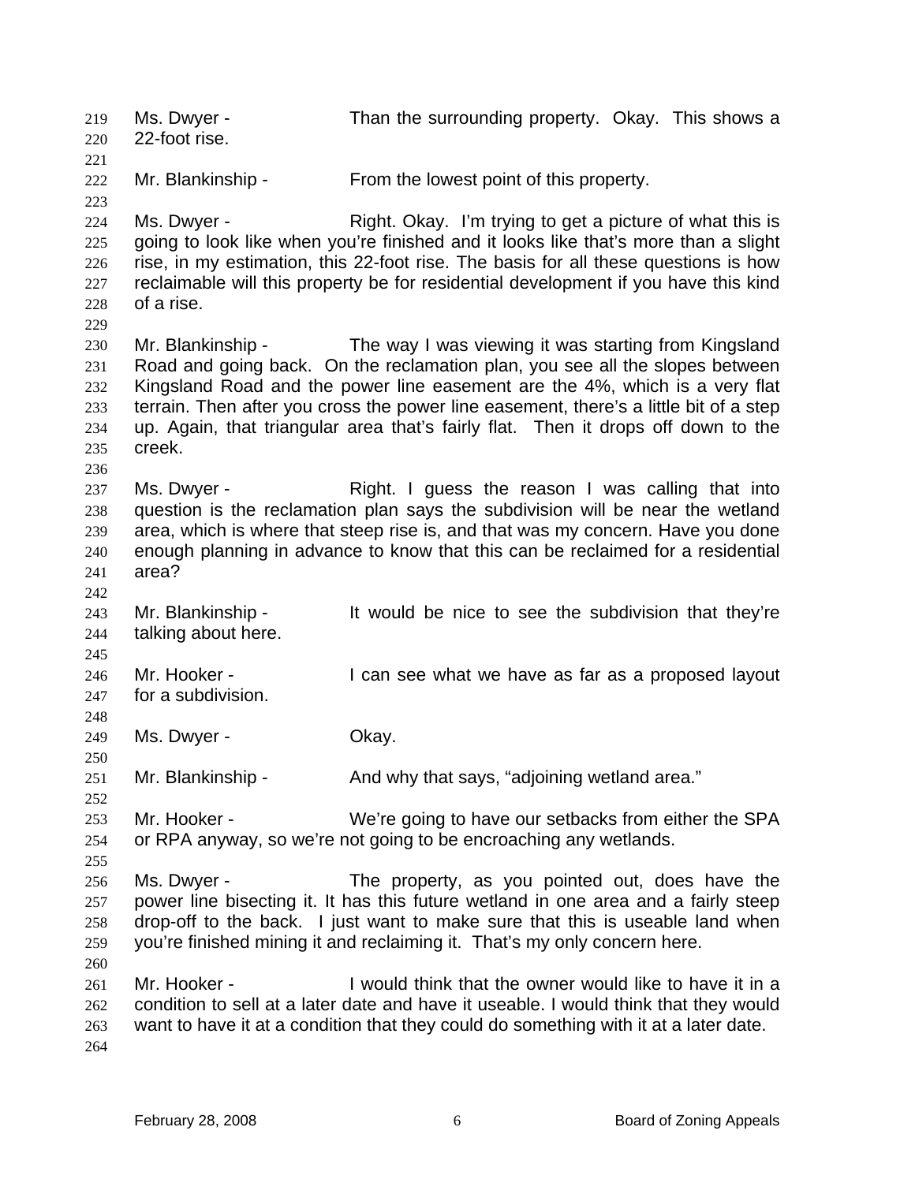Ms. Dwyer - Than the surrounding property. Okay. This shows a 22-foot rise.

Mr. Blankinship - From the lowest point of this property.

Ms. Dwyer - Right. Okay. I'm trying to get a picture of what this is going to look like when you're finished and it looks like that's more than a slight rise, in my estimation, this 22-foot rise. The basis for all these questions is how reclaimable will this property be for residential development if you have this kind of a rise.

Mr. Blankinship - The way I was viewing it was starting from Kingsland Road and going back. On the reclamation plan, you see all the slopes between Kingsland Road and the power line easement are the 4%, which is a very flat terrain. Then after you cross the power line easement, there's a little bit of a step up. Again, that triangular area that's fairly flat. Then it drops off down to the creek.

Ms. Dwyer - Right. I guess the reason I was calling that into question is the reclamation plan says the subdivision will be near the wetland area, which is where that steep rise is, and that was my concern. Have you done enough planning in advance to know that this can be reclaimed for a residential area?

Mr. Blankinship - It would be nice to see the subdivision that they're talking about here.

Mr. Hooker - I can see what we have as far as a proposed layout for a subdivision.

Ms. Dwyer - Okay.

Mr. Blankinship - And why that says, "adjoining wetland area."

Mr. Hooker - We're going to have our setbacks from either the SPA or RPA anyway, so we're not going to be encroaching any wetlands.

Ms. Dwyer - The property, as you pointed out, does have the power line bisecting it. It has this future wetland in one area and a fairly steep drop-off to the back. I just want to make sure that this is useable land when you're finished mining it and reclaiming it. That's my only concern here.

Mr. Hooker - I would think that the owner would like to have it in a condition to sell at a later date and have it useable. I would think that they would want to have it at a condition that they could do something with it at a later date.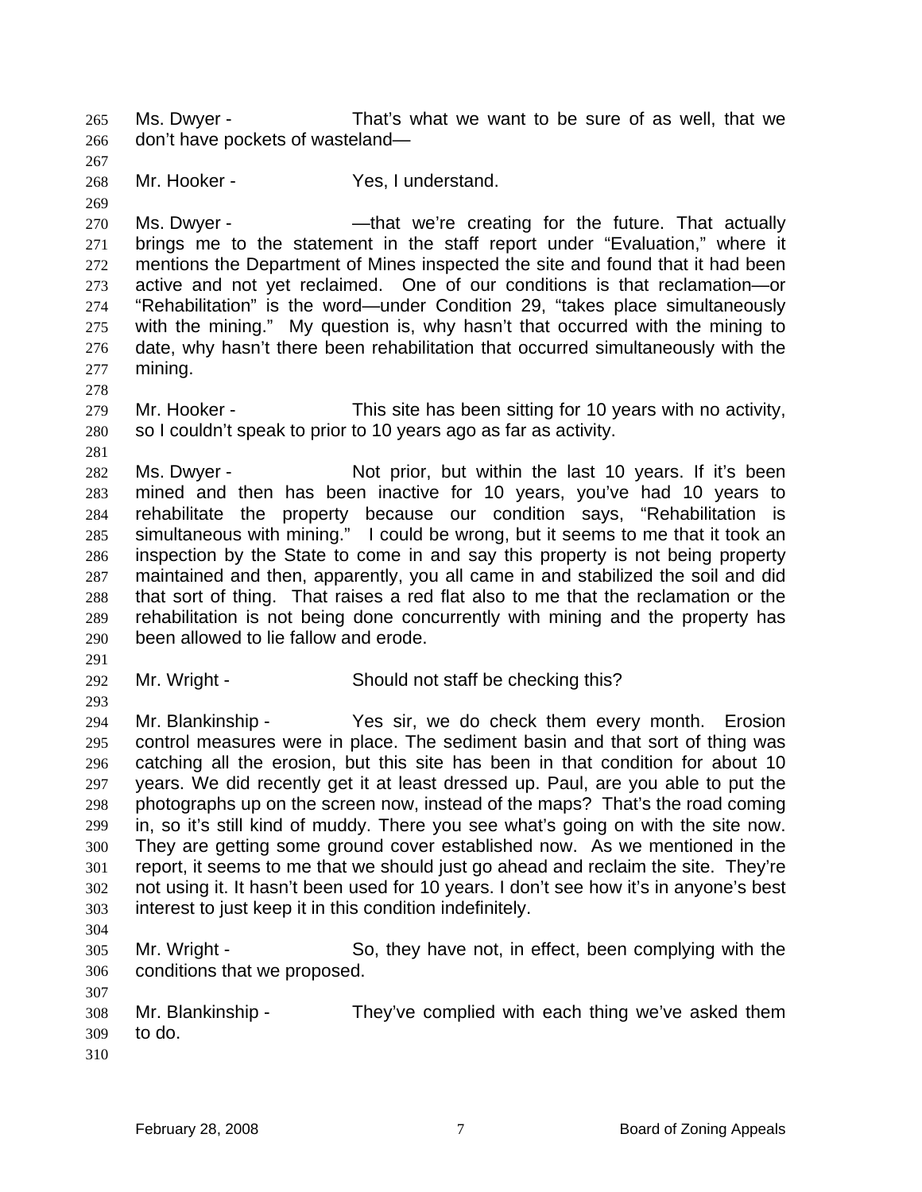Ms. Dwyer - That's what we want to be sure of as well, that we don't have pockets of wasteland—

Mr. Hooker - Yes, I understand.

Ms. Dwyer - —that we're creating for the future. That actually brings me to the statement in the staff report under "Evaluation," where it mentions the Department of Mines inspected the site and found that it had been active and not yet reclaimed. One of our conditions is that reclamation—or "Rehabilitation" is the word—under Condition 29, "takes place simultaneously with the mining." My question is, why hasn't that occurred with the mining to date, why hasn't there been rehabilitation that occurred simultaneously with the mining.

Mr. Hooker - This site has been sitting for 10 years with no activity, so I couldn't speak to prior to 10 years ago as far as activity.

Ms. Dwyer - Not prior, but within the last 10 years. If it's been mined and then has been inactive for 10 years, you've had 10 years to rehabilitate the property because our condition says, "Rehabilitation is simultaneous with mining." I could be wrong, but it seems to me that it took an inspection by the State to come in and say this property is not being property maintained and then, apparently, you all came in and stabilized the soil and did that sort of thing. That raises a red flat also to me that the reclamation or the rehabilitation is not being done concurrently with mining and the property has been allowed to lie fallow and erode.

Mr. Wright - Should not staff be checking this?

Mr. Blankinship - Yes sir, we do check them every month. Erosion control measures were in place. The sediment basin and that sort of thing was catching all the erosion, but this site has been in that condition for about 10 years. We did recently get it at least dressed up. Paul, are you able to put the photographs up on the screen now, instead of the maps? That's the road coming in, so it's still kind of muddy. There you see what's going on with the site now. They are getting some ground cover established now. As we mentioned in the report, it seems to me that we should just go ahead and reclaim the site. They're not using it. It hasn't been used for 10 years. I don't see how it's in anyone's best interest to just keep it in this condition indefinitely.

Mr. Wright - So, they have not, in effect, been complying with the conditions that we proposed.

Mr. Blankinship - They've complied with each thing we've asked them to do.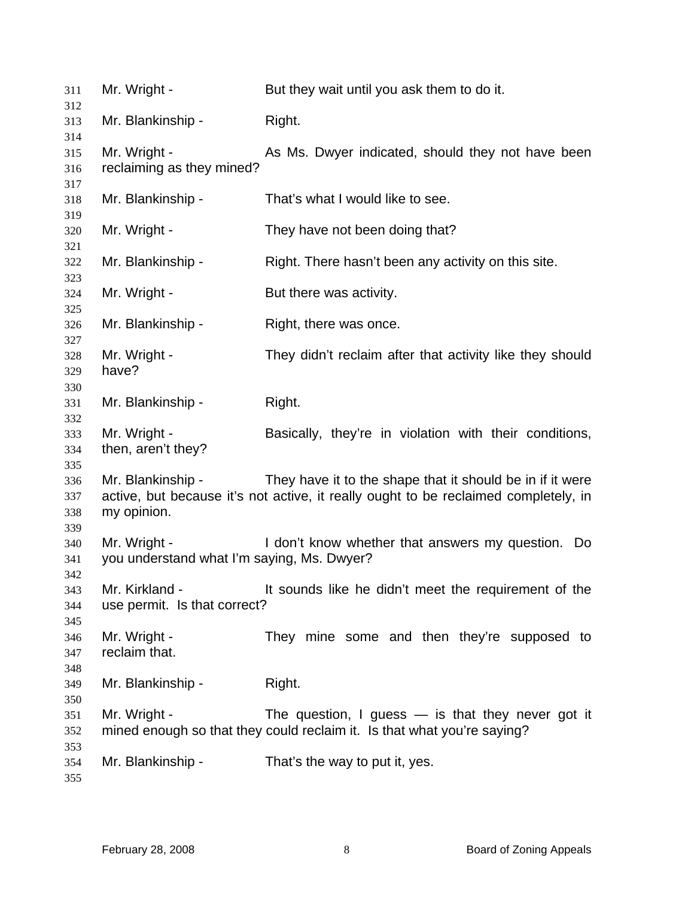Mr. Wright - But they wait until you ask them to do it.

Mr. Blankinship - Right.

Mr. Wright - As Ms. Dwyer indicated, should they not have been reclaiming as they mined?

Mr. Blankinship - That's what I would like to see.

Mr. Wright - They have not been doing that?

Mr. Blankinship - Right. There hasn't been any activity on this site.

Mr. Wright - But there was activity.

Mr. Blankinship - Right, there was once.

Mr. Wright - They didn't reclaim after that activity like they should have?

Mr. Blankinship - Right.

Mr. Wright - Basically, they're in violation with their conditions, then, aren't they?

Mr. Blankinship - They have it to the shape that it should be in if it were active, but because it's not active, it really ought to be reclaimed completely, in my opinion.

Mr. Wright - I don't know whether that answers my question. Do you understand what I'm saying, Ms. Dwyer?

Mr. Kirkland - It sounds like he didn't meet the requirement of the use permit. Is that correct?

Mr. Wright - They mine some and then they're supposed to reclaim that.

Mr. Blankinship - Right.

Mr. Wright - The question, I guess — is that they never got it mined enough so that they could reclaim it. Is that what you're saying?

Mr. Blankinship - That's the way to put it, yes.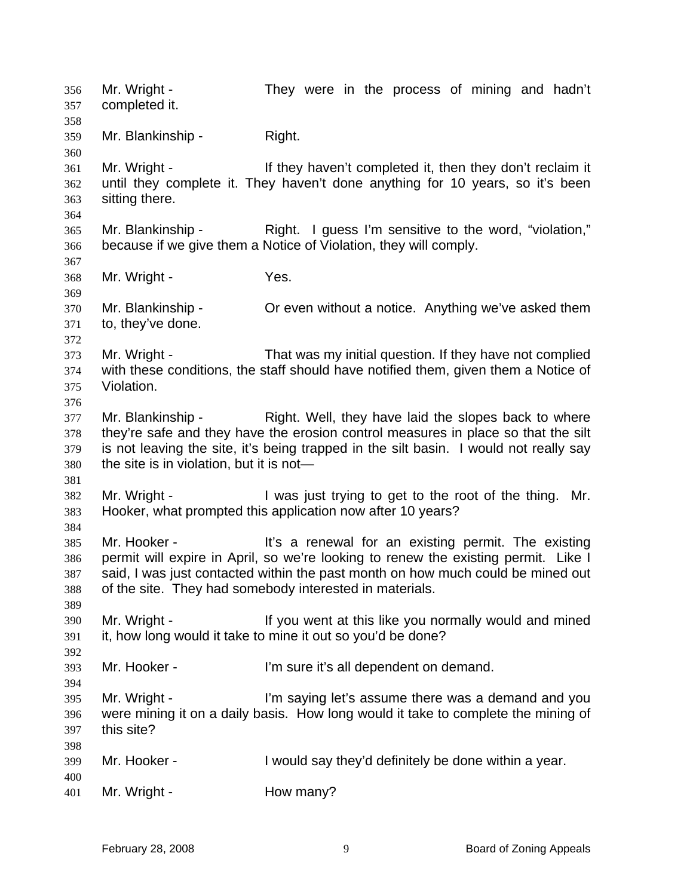Mr. Wright - They were in the process of mining and hadn't completed it.

Mr. Blankinship - Right.

Mr. Wright - If they haven't completed it, then they don't reclaim it until they complete it. They haven't done anything for 10 years, so it's been sitting there.

Mr. Blankinship - Right. I guess I'm sensitive to the word, "violation," because if we give them a Notice of Violation, they will comply.

Mr. Wright - Yes.

Mr. Blankinship - Or even without a notice. Anything we've asked them to, they've done.

Mr. Wright - That was my initial question. If they have not complied with these conditions, the staff should have notified them, given them a Notice of Violation.

Mr. Blankinship - Right. Well, they have laid the slopes back to where they're safe and they have the erosion control measures in place so that the silt is not leaving the site, it's being trapped in the silt basin. I would not really say the site is in violation, but it is not—

Mr. Wright - I was just trying to get to the root of the thing. Mr. Hooker, what prompted this application now after 10 years?

Mr. Hooker - It's a renewal for an existing permit. The existing permit will expire in April, so we're looking to renew the existing permit. Like I said, I was just contacted within the past month on how much could be mined out of the site. They had somebody interested in materials.

Mr. Wright - If you went at this like you normally would and mined it, how long would it take to mine it out so you'd be done?

Mr. Hooker - I'm sure it's all dependent on demand.

Mr. Wright - I'm saying let's assume there was a demand and you were mining it on a daily basis. How long would it take to complete the mining of this site?

Mr. Hooker - I would say they'd definitely be done within a year.

Mr. Wright - How many?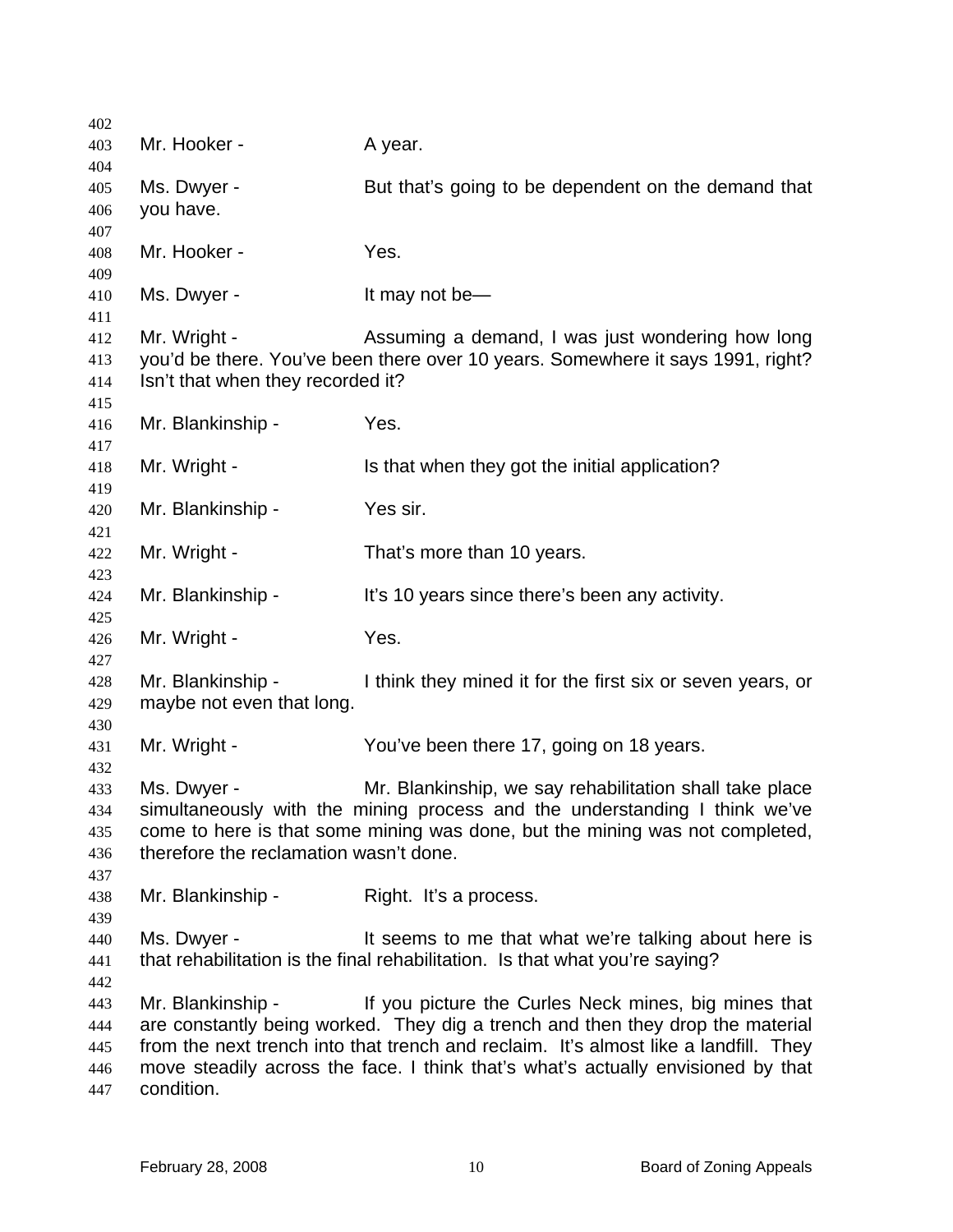Mr. Hooker - A year.

Ms. Dwyer - But that's going to be dependent on the demand that you have.

Mr. Hooker - Yes.

Ms. Dwyer - It may not be—

Mr. Wright - Assuming a demand, I was just wondering how long you'd be there. You've been there over 10 years. Somewhere it says 1991, right? Isn't that when they recorded it?

Mr. Blankinship - Yes.

Mr. Wright - Is that when they got the initial application?

Mr. Blankinship - Yes sir.

Mr. Wright - That's more than 10 years.

Mr. Blankinship - It's 10 years since there's been any activity.

Mr. Wright - Yes.

Mr. Blankinship - I think they mined it for the first six or seven years, or maybe not even that long.

Mr. Wright - You've been there 17, going on 18 years.

Ms. Dwyer - Mr. Blankinship, we say rehabilitation shall take place simultaneously with the mining process and the understanding I think we've come to here is that some mining was done, but the mining was not completed, therefore the reclamation wasn't done.

Mr. Blankinship - Right. It's a process.

Ms. Dwyer - It seems to me that what we're talking about here is that rehabilitation is the final rehabilitation. Is that what you're saying?

Mr. Blankinship - If you picture the Curles Neck mines, big mines that are constantly being worked. They dig a trench and then they drop the material from the next trench into that trench and reclaim. It's almost like a landfill. They move steadily across the face. I think that's what's actually envisioned by that condition.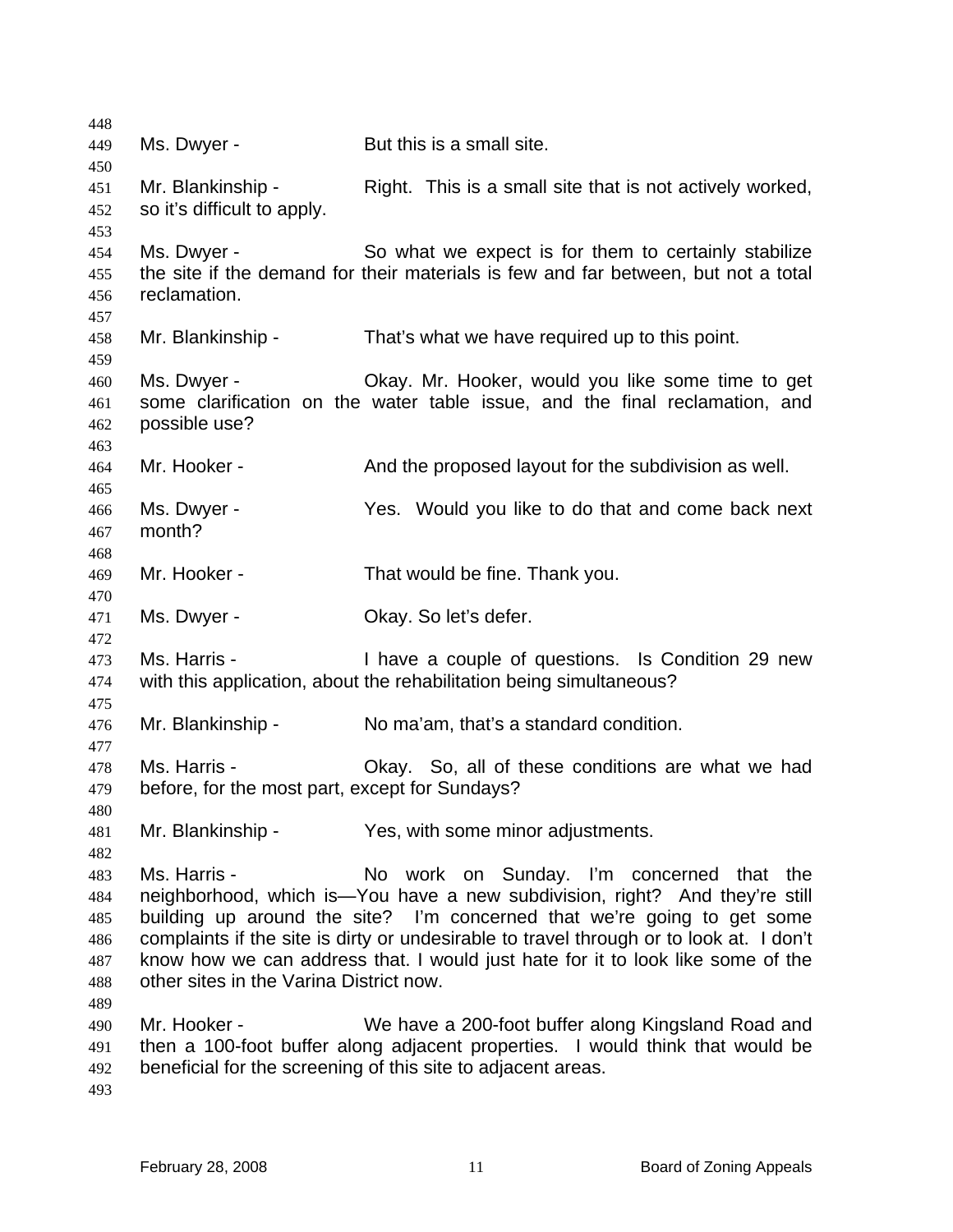Ms. Dwyer - But this is a small site.

Mr. Blankinship - Right. This is a small site that is not actively worked, so it's difficult to apply.

Ms. Dwyer - So what we expect is for them to certainly stabilize the site if the demand for their materials is few and far between, but not a total reclamation.

Mr. Blankinship - That's what we have required up to this point.

Ms. Dwyer - Okay. Mr. Hooker, would you like some time to get some clarification on the water table issue, and the final reclamation, and possible use?

Mr. Hooker - And the proposed layout for the subdivision as well.

Ms. Dwyer - Yes. Would you like to do that and come back next month?

Mr. Hooker - That would be fine. Thank you.

Ms. Dwyer - Okay. So let's defer.

Ms. Harris - I have a couple of questions. Is Condition 29 new with this application, about the rehabilitation being simultaneous?

Mr. Blankinship - No ma'am, that's a standard condition.

Ms. Harris - Okay. So, all of these conditions are what we had before, for the most part, except for Sundays?

Mr. Blankinship - Yes, with some minor adjustments.

Ms. Harris - No work on Sunday. I'm concerned that the neighborhood, which is—You have a new subdivision, right? And they're still building up around the site? I'm concerned that we're going to get some complaints if the site is dirty or undesirable to travel through or to look at. I don't know how we can address that. I would just hate for it to look like some of the other sites in the Varina District now.

Mr. Hooker - We have a 200-foot buffer along Kingsland Road and then a 100-foot buffer along adjacent properties. I would think that would be beneficial for the screening of this site to adjacent areas.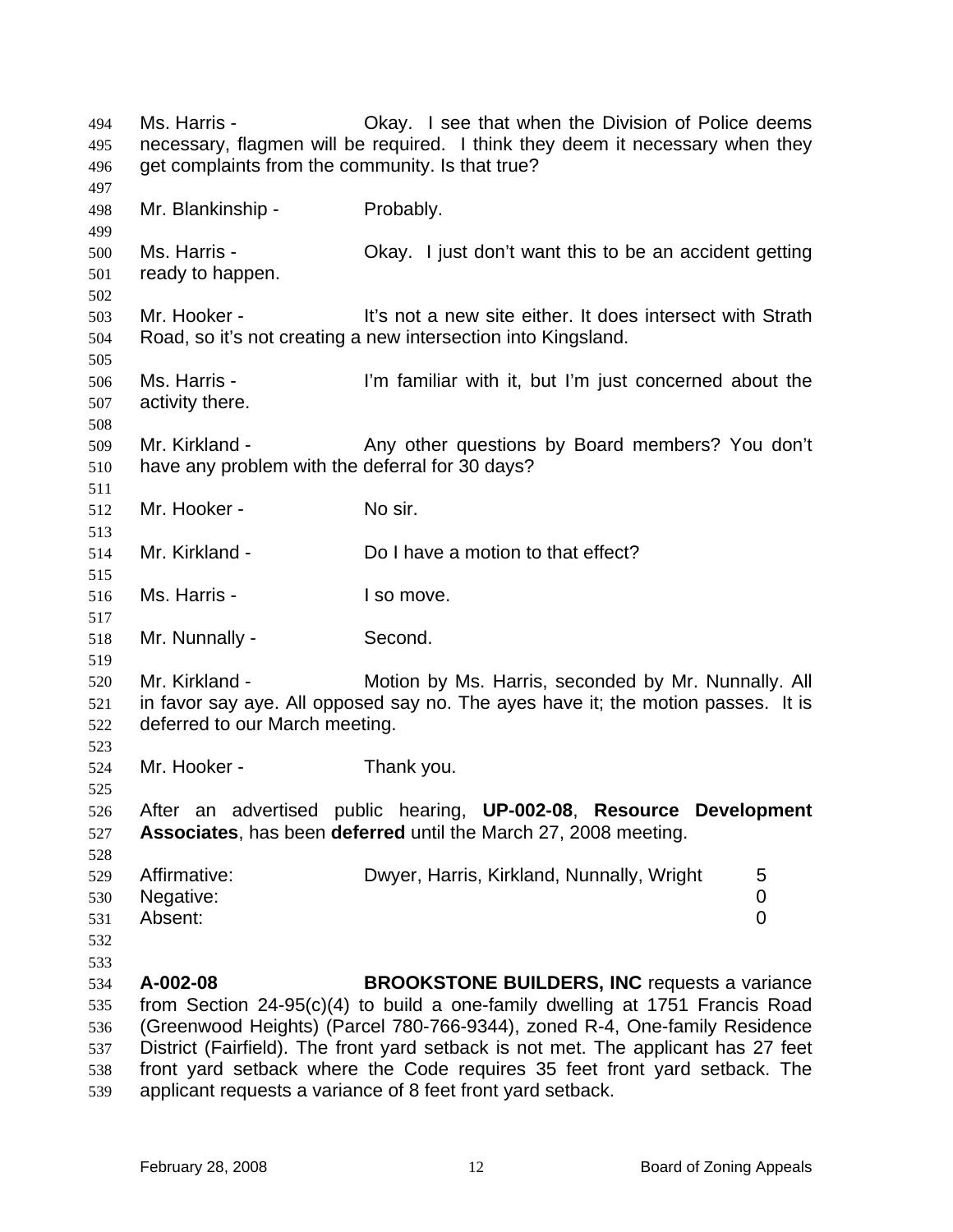Ms. Harris - Okay. I see that when the Division of Police deems necessary, flagmen will be required. I think they deem it necessary when they get complaints from the community. Is that true?

Mr. Blankinship - Probably.

Ms. Harris - Okay. I just don't want this to be an accident getting ready to happen.

Mr. Hooker - It's not a new site either. It does intersect with Strath Road, so it's not creating a new intersection into Kingsland.

Ms. Harris - I'm familiar with it, but I'm just concerned about the activity there.

Mr. Kirkland - Any other questions by Board members? You don't have any problem with the deferral for 30 days?

Mr. Hooker - No sir.

Mr. Kirkland - Do I have a motion to that effect?

Ms. Harris - I so move.

Mr. Nunnally - Second.

Mr. Kirkland - Motion by Ms. Harris, seconded by Mr. Nunnally. All in favor say aye. All opposed say no. The ayes have it; the motion passes. It is deferred to our March meeting.

Mr. Hooker - Thank you.

After an advertised public hearing, **UP-002-08**, **Resource Development Associates**, has been **deferred** until the March 27, 2008 meeting.

| | | |
|---|---|---|
| Affirmative: | Dwyer, Harris, Kirkland, Nunnally, Wright | 5 |
| Negative: | | 0 |
| Absent: | | 0 |

**A-002-08** **BROOKSTONE BUILDERS, INC** requests a variance from Section 24-95(c)(4) to build a one-family dwelling at 1751 Francis Road (Greenwood Heights) (Parcel 780-766-9344), zoned R-4, One-family Residence District (Fairfield). The front yard setback is not met. The applicant has 27 feet front yard setback where the Code requires 35 feet front yard setback. The applicant requests a variance of 8 feet front yard setback.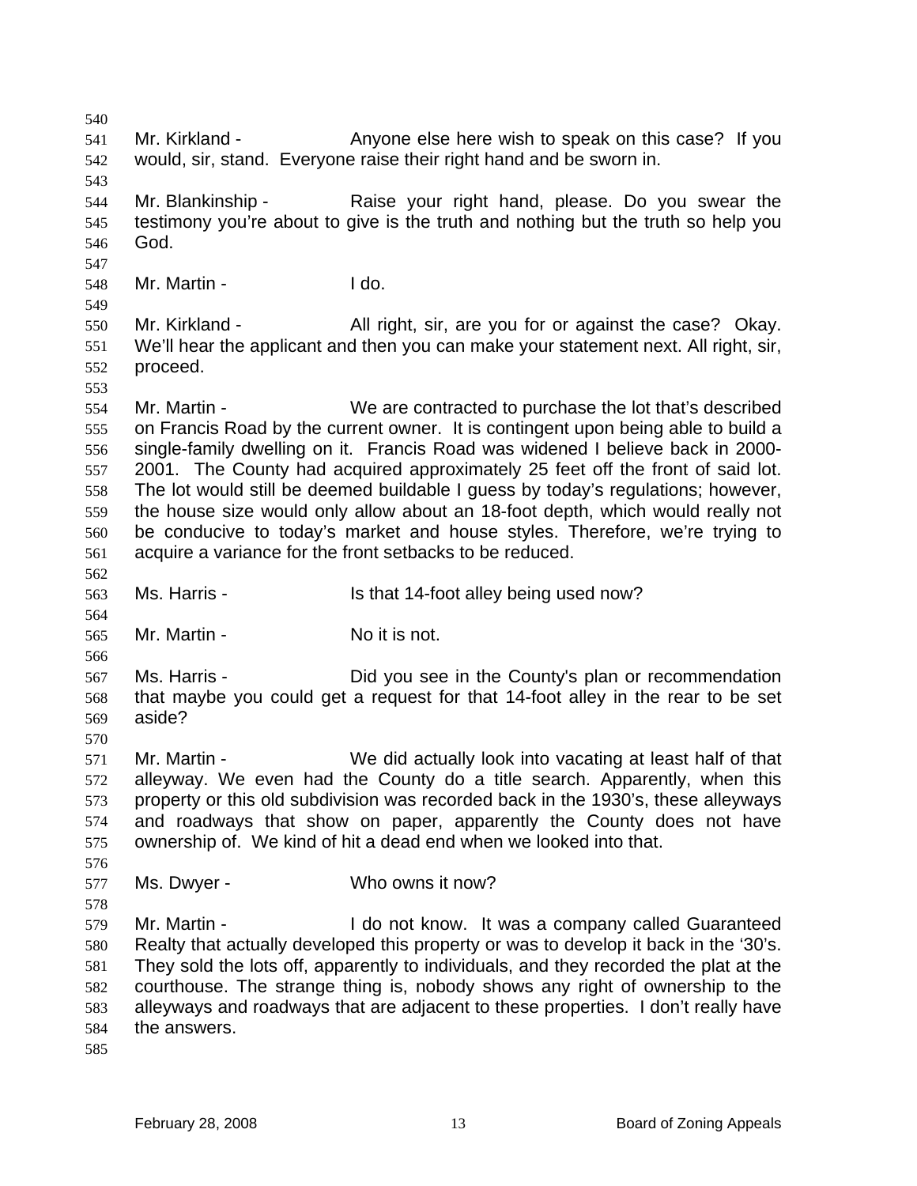Mr. Kirkland - Anyone else here wish to speak on this case? If you would, sir, stand. Everyone raise their right hand and be sworn in.

Mr. Blankinship - Raise your right hand, please. Do you swear the testimony you're about to give is the truth and nothing but the truth so help you God.

Mr. Martin - I do.

Mr. Kirkland - All right, sir, are you for or against the case? Okay. We'll hear the applicant and then you can make your statement next. All right, sir, proceed.

Mr. Martin - We are contracted to purchase the lot that's described on Francis Road by the current owner. It is contingent upon being able to build a single-family dwelling on it. Francis Road was widened I believe back in 2000-2001. The County had acquired approximately 25 feet off the front of said lot. The lot would still be deemed buildable I guess by today's regulations; however, the house size would only allow about an 18-foot depth, which would really not be conducive to today's market and house styles. Therefore, we're trying to acquire a variance for the front setbacks to be reduced.

Ms. Harris - Is that 14-foot alley being used now?

Mr. Martin - No it is not.

Ms. Harris - Did you see in the County's plan or recommendation that maybe you could get a request for that 14-foot alley in the rear to be set aside?

Mr. Martin - We did actually look into vacating at least half of that alleyway. We even had the County do a title search. Apparently, when this property or this old subdivision was recorded back in the 1930's, these alleyways and roadways that show on paper, apparently the County does not have ownership of. We kind of hit a dead end when we looked into that.

Ms. Dwyer - Who owns it now?

Mr. Martin - I do not know. It was a company called Guaranteed Realty that actually developed this property or was to develop it back in the '30's. They sold the lots off, apparently to individuals, and they recorded the plat at the courthouse. The strange thing is, nobody shows any right of ownership to the alleyways and roadways that are adjacent to these properties. I don't really have the answers.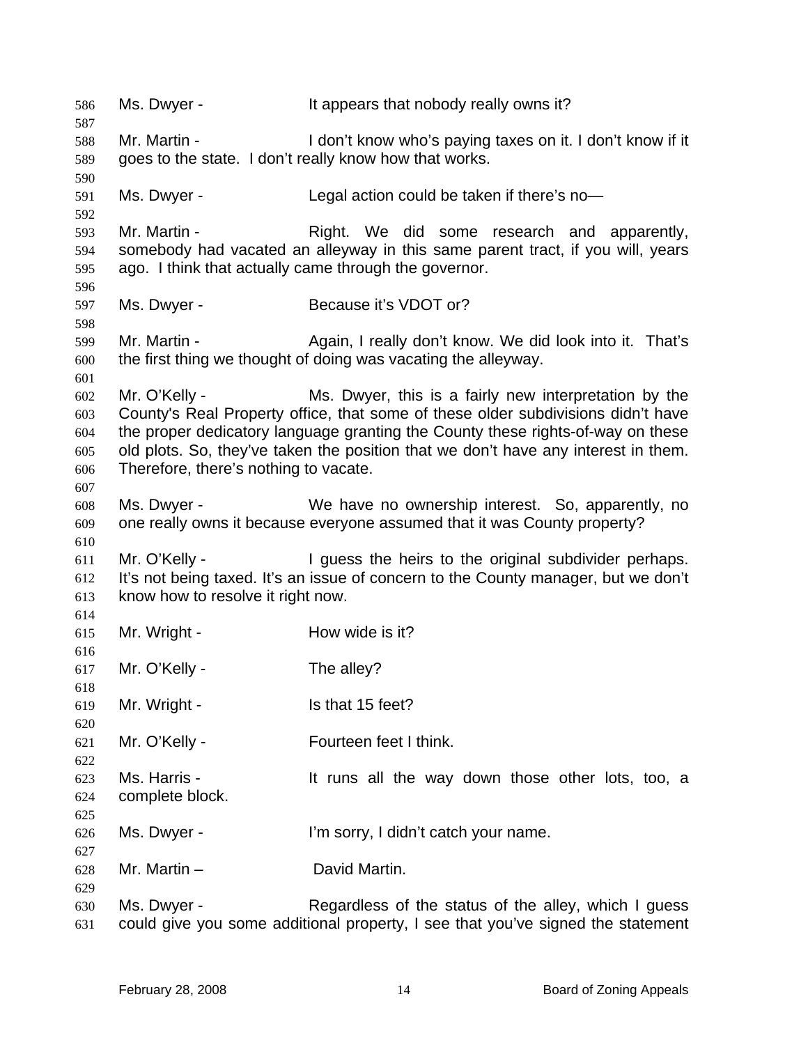Ms. Dwyer - It appears that nobody really owns it?

Mr. Martin - I don't know who's paying taxes on it. I don't know if it goes to the state. I don't really know how that works.

Ms. Dwyer - Legal action could be taken if there's no—

Mr. Martin - Right. We did some research and apparently, somebody had vacated an alleyway in this same parent tract, if you will, years ago. I think that actually came through the governor.

Ms. Dwyer - Because it's VDOT or?

Mr. Martin - Again, I really don't know. We did look into it. That's the first thing we thought of doing was vacating the alleyway.

Mr. O'Kelly - Ms. Dwyer, this is a fairly new interpretation by the County's Real Property office, that some of these older subdivisions didn't have the proper dedicatory language granting the County these rights-of-way on these old plots. So, they've taken the position that we don't have any interest in them. Therefore, there's nothing to vacate.

Ms. Dwyer - We have no ownership interest. So, apparently, no one really owns it because everyone assumed that it was County property?

Mr. O'Kelly - I guess the heirs to the original subdivider perhaps. It's not being taxed. It's an issue of concern to the County manager, but we don't know how to resolve it right now.

Mr. Wright - How wide is it?

Mr. O'Kelly - The alley?

Mr. Wright - Is that 15 feet?

Mr. O'Kelly - Fourteen feet I think.

Ms. Harris - It runs all the way down those other lots, too, a complete block.

Ms. Dwyer - I'm sorry, I didn't catch your name.

Mr. Martin – David Martin.

Ms. Dwyer - Regardless of the status of the alley, which I guess could give you some additional property, I see that you've signed the statement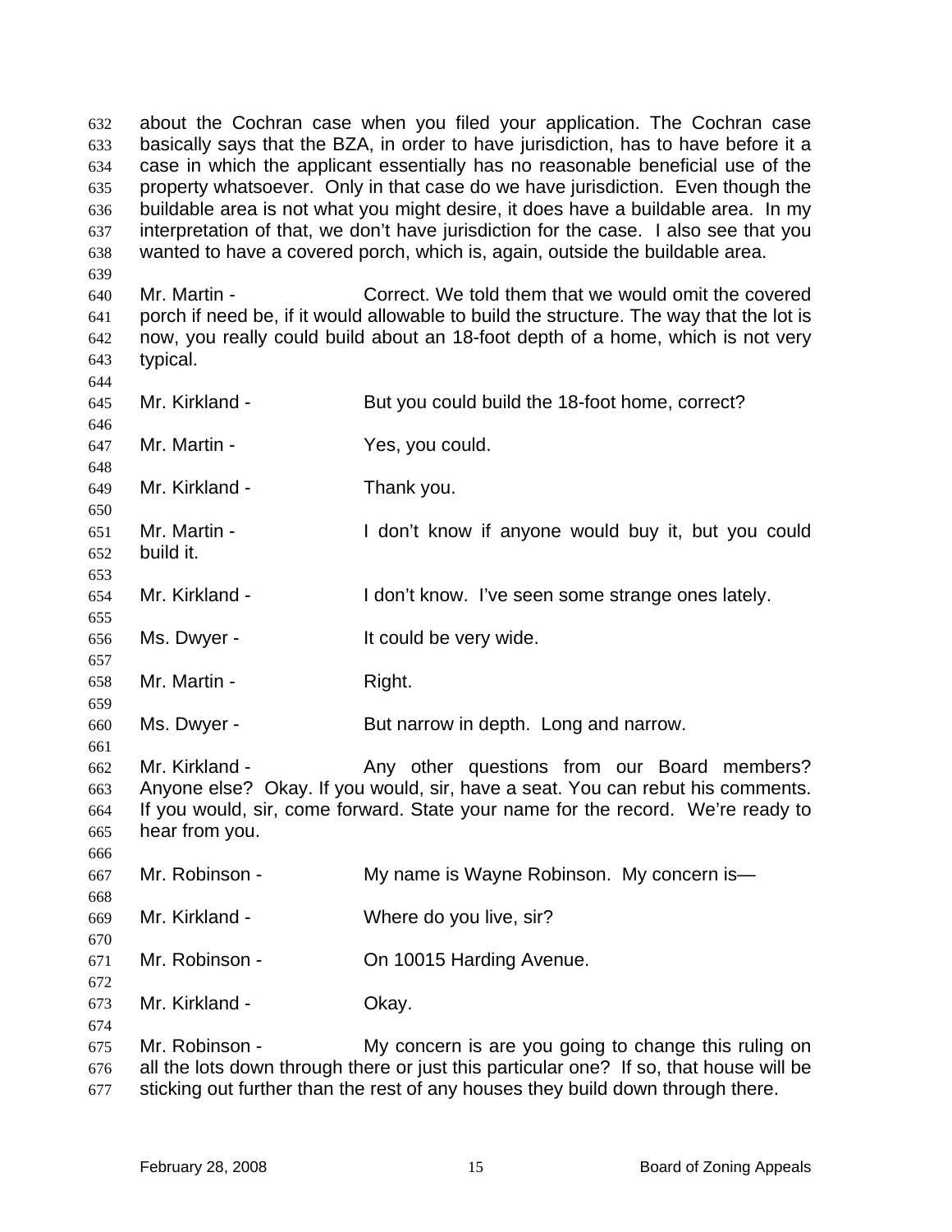about the Cochran case when you filed your application. The Cochran case basically says that the BZA, in order to have jurisdiction, has to have before it a case in which the applicant essentially has no reasonable beneficial use of the property whatsoever. Only in that case do we have jurisdiction. Even though the buildable area is not what you might desire, it does have a buildable area. In my interpretation of that, we don't have jurisdiction for the case. I also see that you wanted to have a covered porch, which is, again, outside the buildable area.

Mr. Martin - Correct. We told them that we would omit the covered porch if need be, if it would allowable to build the structure. The way that the lot is now, you really could build about an 18-foot depth of a home, which is not very typical.

Mr. Kirkland - But you could build the 18-foot home, correct?

Mr. Martin - Yes, you could.

Mr. Kirkland - Thank you.

Mr. Martin - I don't know if anyone would buy it, but you could build it.

Mr. Kirkland - I don't know. I've seen some strange ones lately.

Ms. Dwyer - It could be very wide.

Mr. Martin - Right.

Ms. Dwyer - But narrow in depth. Long and narrow.

Mr. Kirkland - Any other questions from our Board members? Anyone else? Okay. If you would, sir, have a seat. You can rebut his comments. If you would, sir, come forward. State your name for the record. We're ready to hear from you.

Mr. Robinson - My name is Wayne Robinson. My concern is—

Mr. Kirkland - Where do you live, sir?

Mr. Robinson - On 10015 Harding Avenue.

Mr. Kirkland - Okay.

Mr. Robinson - My concern is are you going to change this ruling on all the lots down through there or just this particular one? If so, that house will be sticking out further than the rest of any houses they build down through there.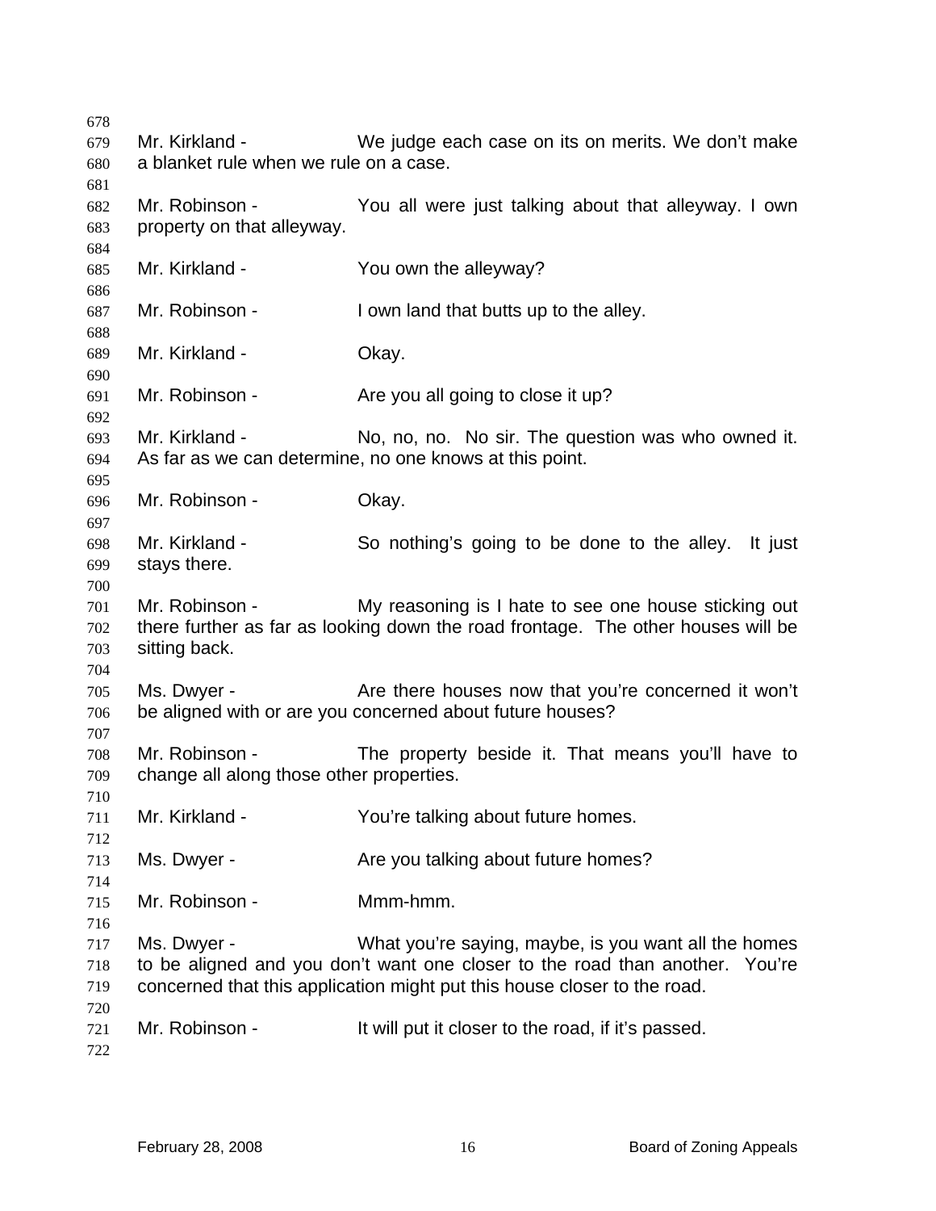Mr. Kirkland - We judge each case on its on merits. We don't make a blanket rule when we rule on a case.

Mr. Robinson - You all were just talking about that alleyway. I own property on that alleyway.

Mr. Kirkland - You own the alleyway?

Mr. Robinson - I own land that butts up to the alley.

Mr. Kirkland - Okay.

Mr. Robinson - Are you all going to close it up?

Mr. Kirkland - No, no, no. No sir. The question was who owned it. As far as we can determine, no one knows at this point.

Mr. Robinson - Okay.

Mr. Kirkland - So nothing's going to be done to the alley. It just stays there.

Mr. Robinson - My reasoning is I hate to see one house sticking out there further as far as looking down the road frontage. The other houses will be sitting back.

Ms. Dwyer - Are there houses now that you're concerned it won't be aligned with or are you concerned about future houses?

Mr. Robinson - The property beside it. That means you'll have to change all along those other properties.

Mr. Kirkland - You're talking about future homes.

Ms. Dwyer - Are you talking about future homes?

Mr. Robinson - Mmm-hmm.

Ms. Dwyer - What you're saying, maybe, is you want all the homes to be aligned and you don't want one closer to the road than another. You're concerned that this application might put this house closer to the road.

Mr. Robinson - It will put it closer to the road, if it's passed.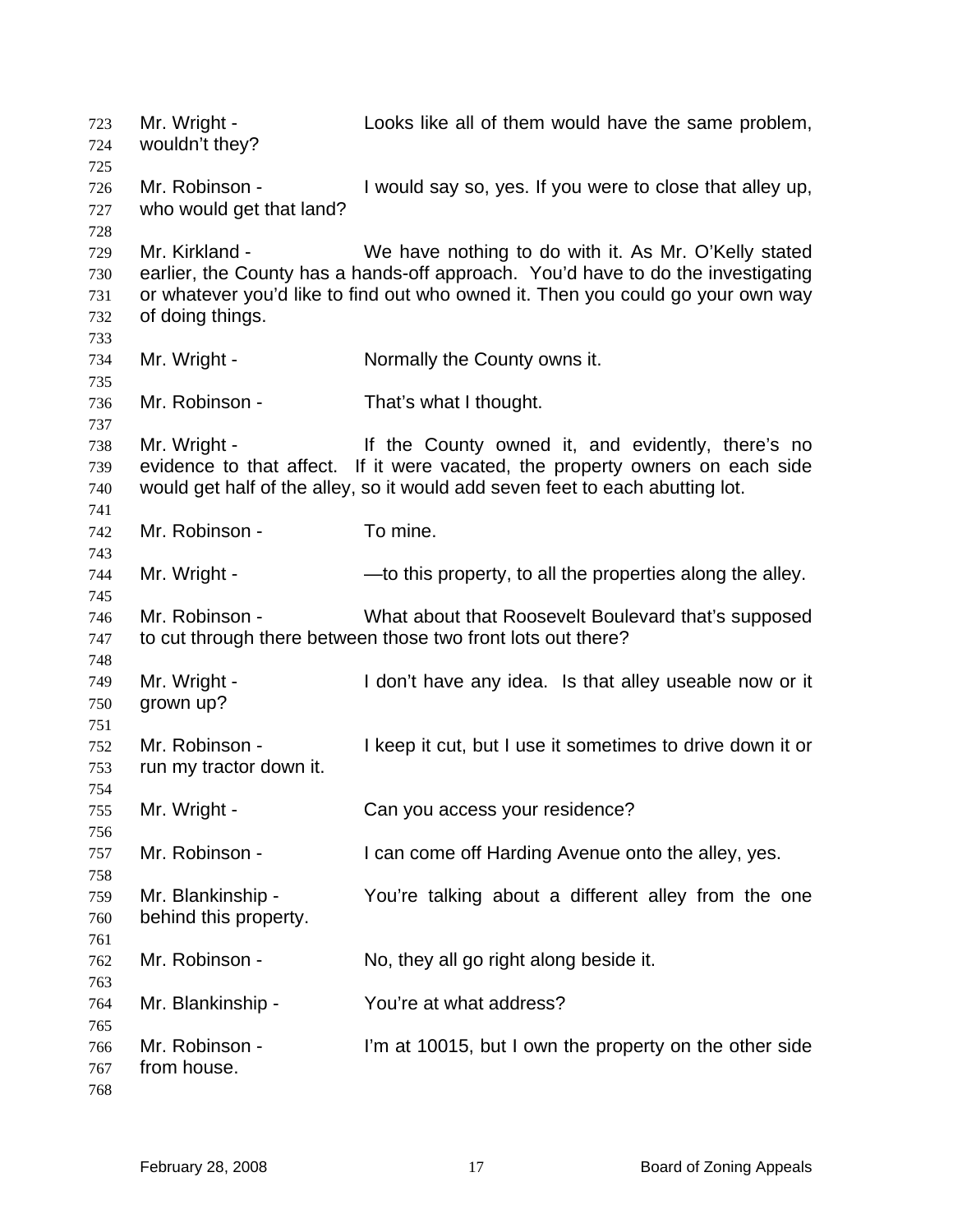Mr. Wright - Looks like all of them would have the same problem, wouldn't they?

Mr. Robinson - I would say so, yes. If you were to close that alley up, who would get that land?

Mr. Kirkland - We have nothing to do with it. As Mr. O'Kelly stated earlier, the County has a hands-off approach. You'd have to do the investigating or whatever you'd like to find out who owned it. Then you could go your own way of doing things.

Mr. Wright - Normally the County owns it.

Mr. Robinson - That's what I thought.

Mr. Wright - If the County owned it, and evidently, there's no evidence to that affect. If it were vacated, the property owners on each side would get half of the alley, so it would add seven feet to each abutting lot.

Mr. Robinson - To mine.

Mr. Wright - —to this property, to all the properties along the alley.

Mr. Robinson - What about that Roosevelt Boulevard that's supposed to cut through there between those two front lots out there?

Mr. Wright - I don't have any idea. Is that alley useable now or it grown up?

Mr. Robinson - I keep it cut, but I use it sometimes to drive down it or run my tractor down it.

Mr. Wright - Can you access your residence?

Mr. Robinson - I can come off Harding Avenue onto the alley, yes.

Mr. Blankinship - You're talking about a different alley from the one behind this property.

Mr. Robinson - No, they all go right along beside it.

Mr. Blankinship - You're at what address?

Mr. Robinson - I'm at 10015, but I own the property on the other side from house.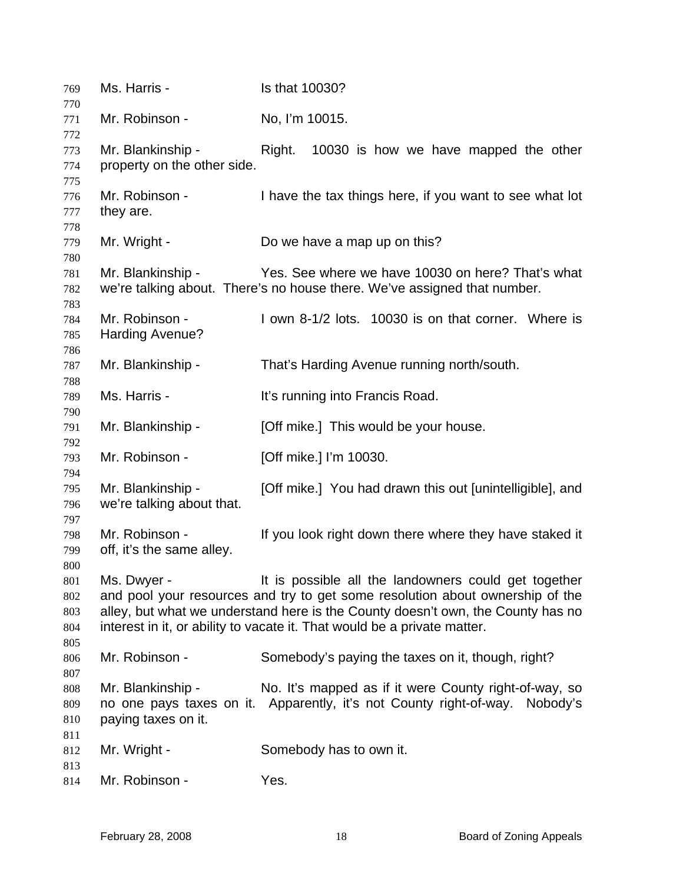Ms. Harris - Is that 10030?

Mr. Robinson - No, I'm 10015.

Mr. Blankinship - Right. 10030 is how we have mapped the other property on the other side.

Mr. Robinson - I have the tax things here, if you want to see what lot they are.

Mr. Wright - Do we have a map up on this?

Mr. Blankinship - Yes. See where we have 10030 on here? That's what we're talking about. There's no house there. We've assigned that number.

Mr. Robinson - I own 8-1/2 lots. 10030 is on that corner. Where is Harding Avenue?

Mr. Blankinship - That's Harding Avenue running north/south.

Ms. Harris - It's running into Francis Road.

Mr. Blankinship - [Off mike.] This would be your house.

Mr. Robinson - [Off mike.] I'm 10030.

Mr. Blankinship - [Off mike.] You had drawn this out [unintelligible], and we're talking about that.

Mr. Robinson - If you look right down there where they have staked it off, it's the same alley.

Ms. Dwyer - It is possible all the landowners could get together and pool your resources and try to get some resolution about ownership of the alley, but what we understand here is the County doesn't own, the County has no interest in it, or ability to vacate it. That would be a private matter.

Mr. Robinson - Somebody's paying the taxes on it, though, right?

Mr. Blankinship - No. It's mapped as if it were County right-of-way, so no one pays taxes on it. Apparently, it's not County right-of-way. Nobody's paying taxes on it.

Mr. Wright - Somebody has to own it.

Mr. Robinson - Yes.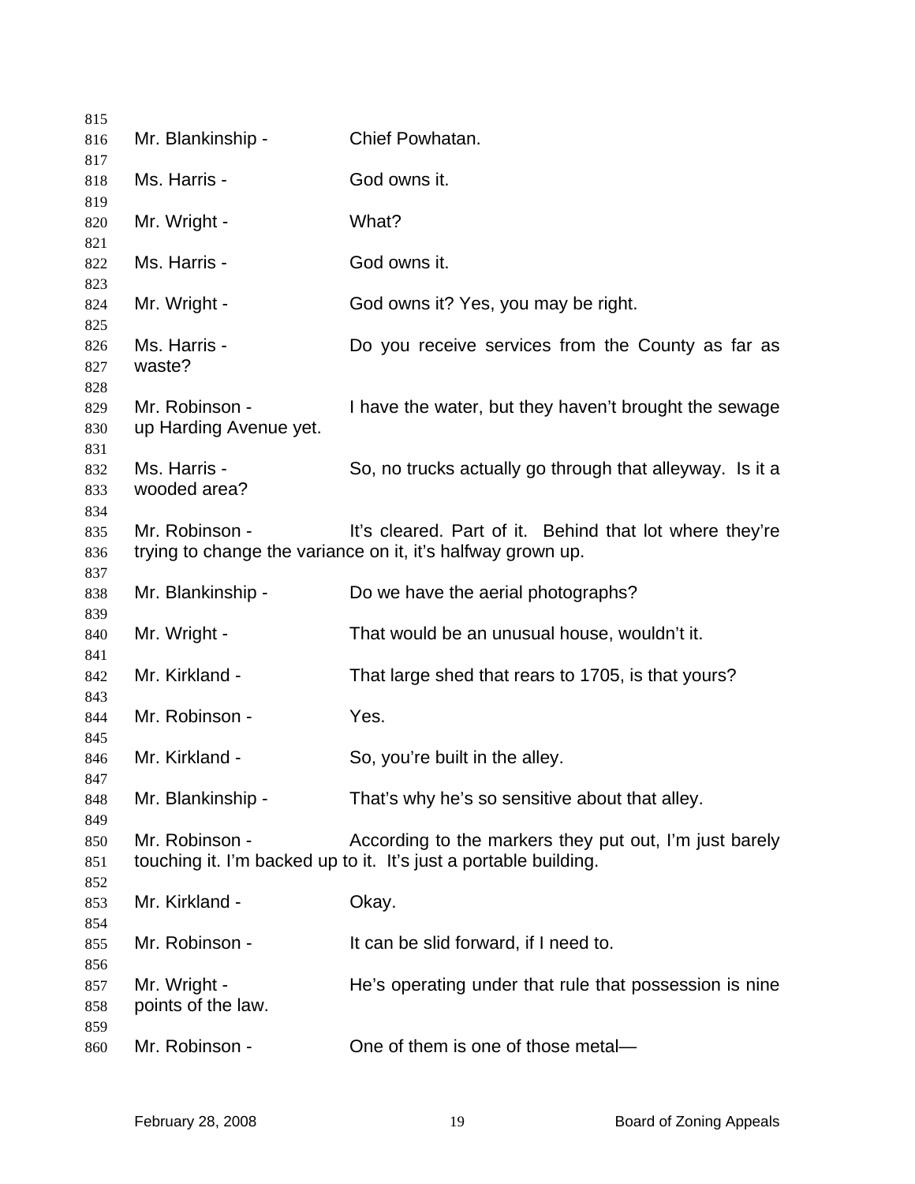815
816 Mr. Blankinship - Chief Powhatan.
817
818 Ms. Harris - God owns it.
819
820 Mr. Wright - What?
821
822 Ms. Harris - God owns it.
823
824 Mr. Wright - God owns it? Yes, you may be right.
825
826 Ms. Harris - Do you receive services from the County as far as
827 waste?
828
829 Mr. Robinson - I have the water, but they haven't brought the sewage
830 up Harding Avenue yet.
831
832 Ms. Harris - So, no trucks actually go through that alleyway. Is it a
833 wooded area?
834
835 Mr. Robinson - It's cleared. Part of it. Behind that lot where they're
836 trying to change the variance on it, it's halfway grown up.
837
838 Mr. Blankinship - Do we have the aerial photographs?
839
840 Mr. Wright - That would be an unusual house, wouldn't it.
841
842 Mr. Kirkland - That large shed that rears to 1705, is that yours?
843
844 Mr. Robinson - Yes.
845
846 Mr. Kirkland - So, you're built in the alley.
847
848 Mr. Blankinship - That's why he's so sensitive about that alley.
849
850 Mr. Robinson - According to the markers they put out, I'm just barely
851 touching it. I'm backed up to it. It's just a portable building.
852
853 Mr. Kirkland - Okay.
854
855 Mr. Robinson - It can be slid forward, if I need to.
856
857 Mr. Wright - He's operating under that rule that possession is nine
858 points of the law.
859
860 Mr. Robinson - One of them is one of those metal—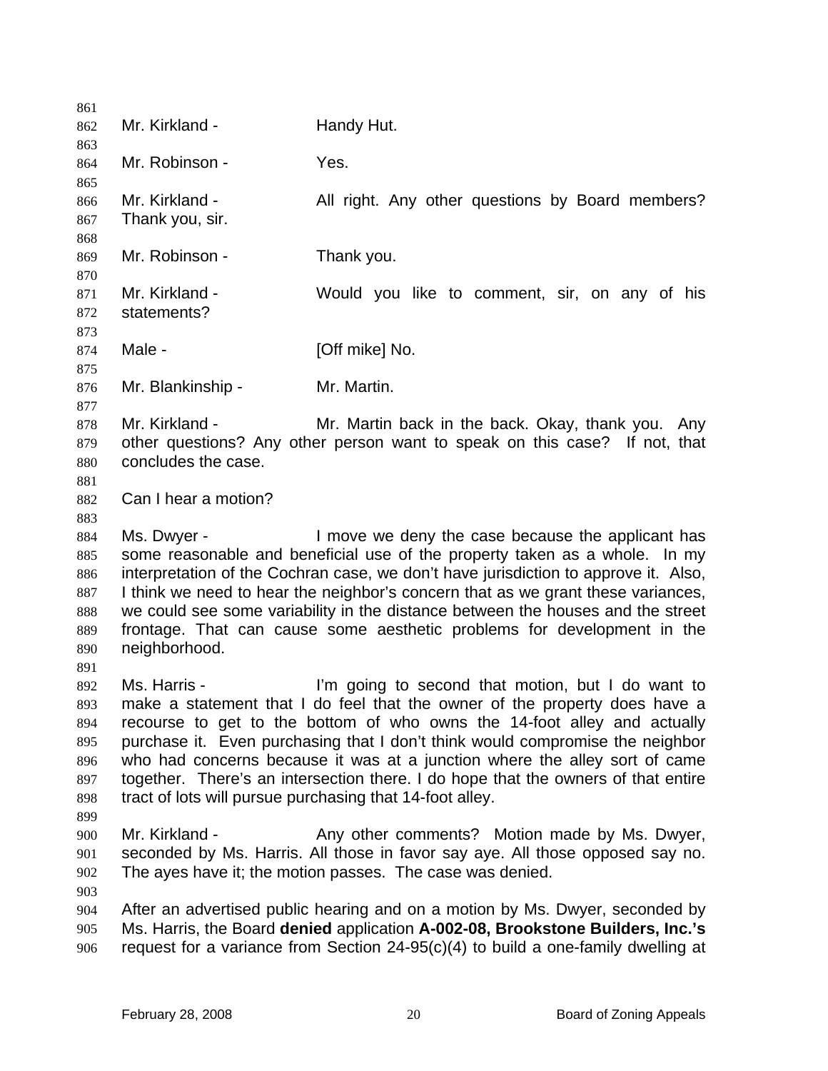Mr. Kirkland - Handy Hut.

Mr. Robinson - Yes.

Mr. Kirkland - All right. Any other questions by Board members? Thank you, sir.

Mr. Robinson - Thank you.

Mr. Kirkland - Would you like to comment, sir, on any of his statements?

Male - [Off mike] No.

Mr. Blankinship - Mr. Martin.

Mr. Kirkland - Mr. Martin back in the back. Okay, thank you. Any other questions? Any other person want to speak on this case? If not, that concludes the case.

Can I hear a motion?

Ms. Dwyer - I move we deny the case because the applicant has some reasonable and beneficial use of the property taken as a whole. In my interpretation of the Cochran case, we don't have jurisdiction to approve it. Also, I think we need to hear the neighbor's concern that as we grant these variances, we could see some variability in the distance between the houses and the street frontage. That can cause some aesthetic problems for development in the neighborhood.

Ms. Harris - I'm going to second that motion, but I do want to make a statement that I do feel that the owner of the property does have a recourse to get to the bottom of who owns the 14-foot alley and actually purchase it. Even purchasing that I don't think would compromise the neighbor who had concerns because it was at a junction where the alley sort of came together. There's an intersection there. I do hope that the owners of that entire tract of lots will pursue purchasing that 14-foot alley.

Mr. Kirkland - Any other comments? Motion made by Ms. Dwyer, seconded by Ms. Harris. All those in favor say aye. All those opposed say no. The ayes have it; the motion passes. The case was denied.

After an advertised public hearing and on a motion by Ms. Dwyer, seconded by Ms. Harris, the Board **denied** application **A-002-08, Brookstone Builders, Inc.'s** request for a variance from Section 24-95(c)(4) to build a one-family dwelling at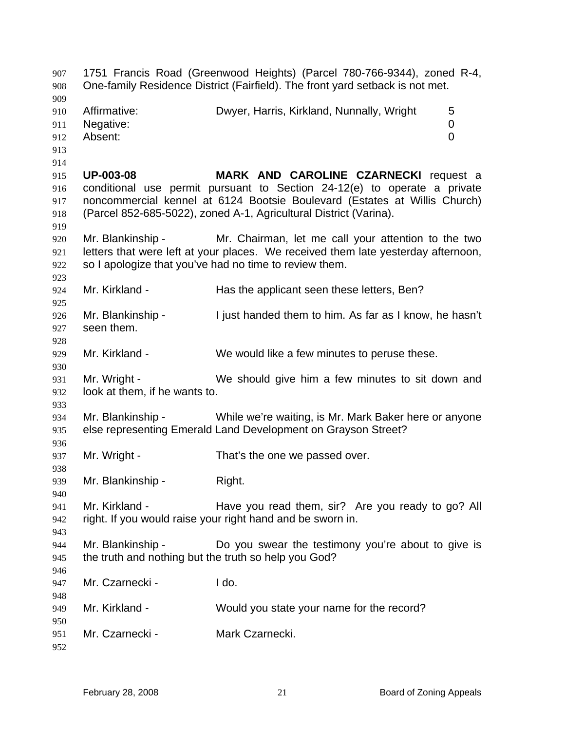1751 Francis Road (Greenwood Heights) (Parcel 780-766-9344), zoned R-4, One-family Residence District (Fairfield). The front yard setback is not met.

| | | |
|---|---|---|
| Affirmative: | Dwyer, Harris, Kirkland, Nunnally, Wright | 5 |
| Negative: | | 0 |
| Absent: | | 0 |

**UP-003-08** **MARK AND CAROLINE CZARNECKI** request a conditional use permit pursuant to Section 24-12(e) to operate a private noncommercial kennel at 6124 Bootsie Boulevard (Estates at Willis Church) (Parcel 852-685-5022), zoned A-1, Agricultural District (Varina).

Mr. Blankinship - Mr. Chairman, let me call your attention to the two letters that were left at your places. We received them late yesterday afternoon, so I apologize that you've had no time to review them.

Mr. Kirkland - Has the applicant seen these letters, Ben?

Mr. Blankinship - I just handed them to him. As far as I know, he hasn't seen them.

Mr. Kirkland - We would like a few minutes to peruse these.

Mr. Wright - We should give him a few minutes to sit down and look at them, if he wants to.

Mr. Blankinship - While we're waiting, is Mr. Mark Baker here or anyone else representing Emerald Land Development on Grayson Street?

Mr. Wright - That's the one we passed over.

Mr. Blankinship - Right.

Mr. Kirkland - Have you read them, sir? Are you ready to go? All right. If you would raise your right hand and be sworn in.

Mr. Blankinship - Do you swear the testimony you're about to give is the truth and nothing but the truth so help you God?

Mr. Czarnecki - I do.

Mr. Kirkland - Would you state your name for the record?

Mr. Czarnecki - Mark Czarnecki.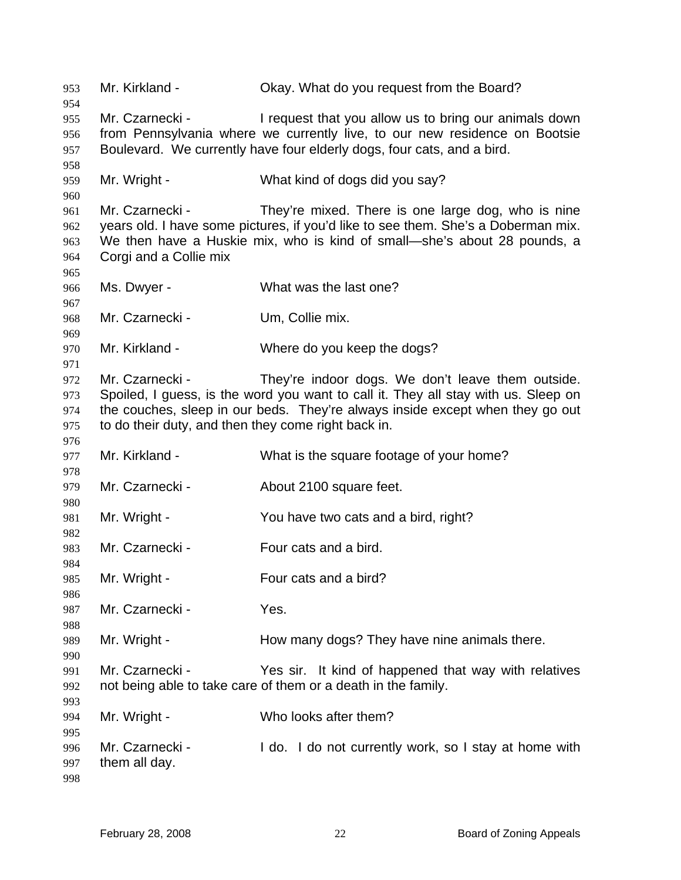Mr. Kirkland - Okay. What do you request from the Board?

Mr. Czarnecki - I request that you allow us to bring our animals down from Pennsylvania where we currently live, to our new residence on Bootsie Boulevard. We currently have four elderly dogs, four cats, and a bird.

Mr. Wright - What kind of dogs did you say?

Mr. Czarnecki - They're mixed. There is one large dog, who is nine years old. I have some pictures, if you'd like to see them. She's a Doberman mix. We then have a Huskie mix, who is kind of small—she's about 28 pounds, a Corgi and a Collie mix

Ms. Dwyer - What was the last one?

Mr. Czarnecki - Um, Collie mix.

Mr. Kirkland - Where do you keep the dogs?

Mr. Czarnecki - They're indoor dogs. We don't leave them outside. Spoiled, I guess, is the word you want to call it. They all stay with us. Sleep on the couches, sleep in our beds. They're always inside except when they go out to do their duty, and then they come right back in.

Mr. Kirkland - What is the square footage of your home?

Mr. Czarnecki - About 2100 square feet.

Mr. Wright - You have two cats and a bird, right?

Mr. Czarnecki - Four cats and a bird.

Mr. Wright - Four cats and a bird?

Mr. Czarnecki - Yes.

Mr. Wright - How many dogs? They have nine animals there.

Mr. Czarnecki - Yes sir. It kind of happened that way with relatives not being able to take care of them or a death in the family.

Mr. Wright - Who looks after them?

Mr. Czarnecki - I do. I do not currently work, so I stay at home with them all day.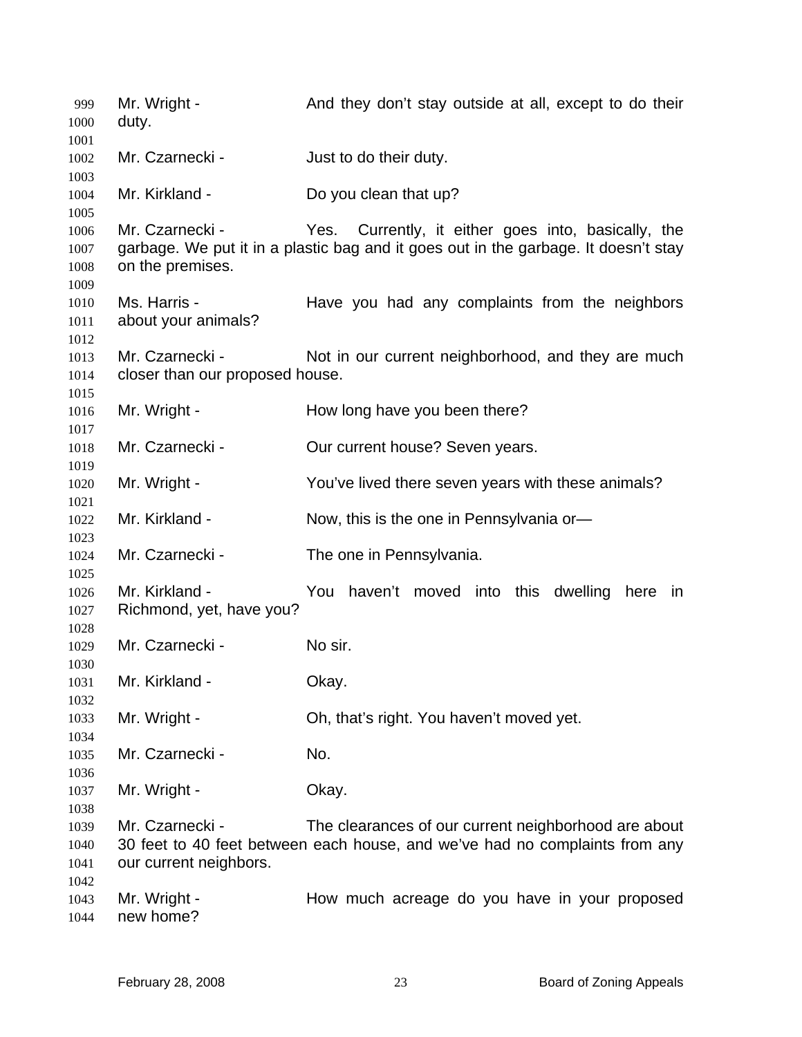999 Mr. Wright - And they don't stay outside at all, except to do their
1000 duty.
1001
1002 Mr. Czarnecki - Just to do their duty.
1003
1004 Mr. Kirkland - Do you clean that up?
1005
1006 Mr. Czarnecki - Yes. Currently, it either goes into, basically, the
1007 garbage. We put it in a plastic bag and it goes out in the garbage. It doesn't stay
1008 on the premises.
1009
1010 Ms. Harris - Have you had any complaints from the neighbors
1011 about your animals?
1012
1013 Mr. Czarnecki - Not in our current neighborhood, and they are much
1014 closer than our proposed house.
1015
1016 Mr. Wright - How long have you been there?
1017
1018 Mr. Czarnecki - Our current house? Seven years.
1019
1020 Mr. Wright - You've lived there seven years with these animals?
1021
1022 Mr. Kirkland - Now, this is the one in Pennsylvania or—
1023
1024 Mr. Czarnecki - The one in Pennsylvania.
1025
1026 Mr. Kirkland - You haven't moved into this dwelling here in
1027 Richmond, yet, have you?
1028
1029 Mr. Czarnecki - No sir.
1030
1031 Mr. Kirkland - Okay.
1032
1033 Mr. Wright - Oh, that's right. You haven't moved yet.
1034
1035 Mr. Czarnecki - No.
1036
1037 Mr. Wright - Okay.
1038
1039 Mr. Czarnecki - The clearances of our current neighborhood are about
1040 30 feet to 40 feet between each house, and we've had no complaints from any
1041 our current neighbors.
1042
1043 Mr. Wright - How much acreage do you have in your proposed
1044 new home?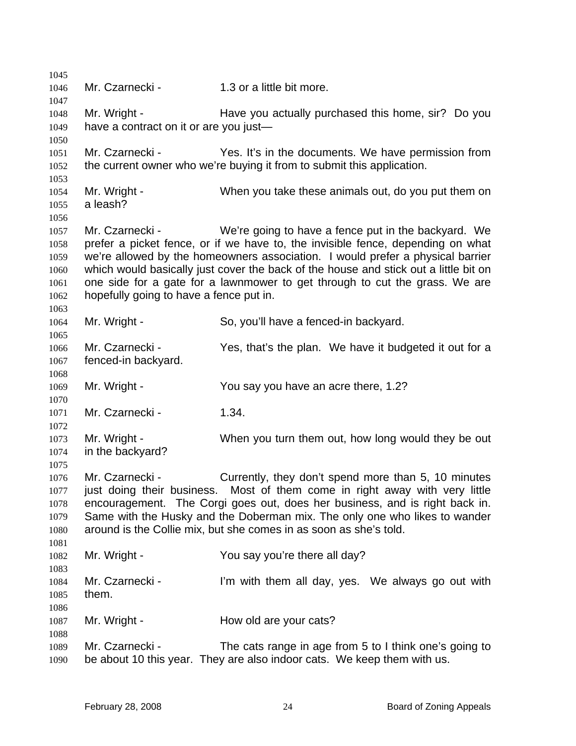Mr. Czarnecki - 1.3 or a little bit more.

Mr. Wright - Have you actually purchased this home, sir? Do you have a contract on it or are you just—

Mr. Czarnecki - Yes. It's in the documents. We have permission from the current owner who we're buying it from to submit this application.

Mr. Wright - When you take these animals out, do you put them on a leash?

Mr. Czarnecki - We're going to have a fence put in the backyard. We prefer a picket fence, or if we have to, the invisible fence, depending on what we're allowed by the homeowners association. I would prefer a physical barrier which would basically just cover the back of the house and stick out a little bit on one side for a gate for a lawnmower to get through to cut the grass. We are hopefully going to have a fence put in.

Mr. Wright - So, you'll have a fenced-in backyard.

Mr. Czarnecki - Yes, that's the plan. We have it budgeted it out for a fenced-in backyard.

Mr. Wright - You say you have an acre there, 1.2?

Mr. Czarnecki - 1.34.

Mr. Wright - When you turn them out, how long would they be out in the backyard?

Mr. Czarnecki - Currently, they don't spend more than 5, 10 minutes just doing their business. Most of them come in right away with very little encouragement. The Corgi goes out, does her business, and is right back in. Same with the Husky and the Doberman mix. The only one who likes to wander around is the Collie mix, but she comes in as soon as she's told.

Mr. Wright - You say you're there all day?

Mr. Czarnecki - I'm with them all day, yes. We always go out with them.

Mr. Wright - How old are your cats?

Mr. Czarnecki - The cats range in age from 5 to I think one's going to be about 10 this year. They are also indoor cats. We keep them with us.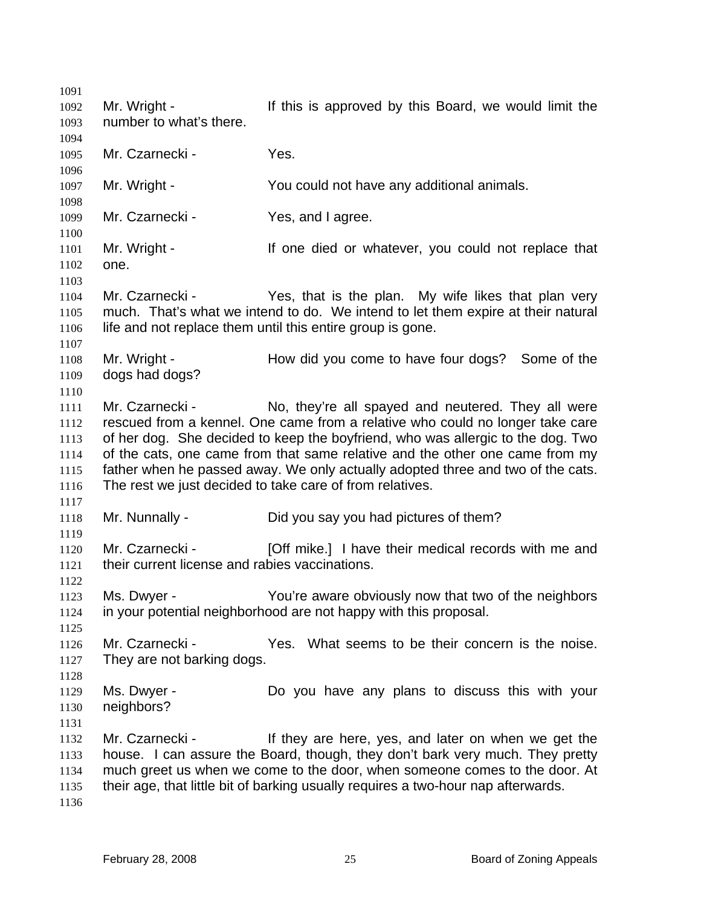Mr. Wright - If this is approved by this Board, we would limit the number to what's there.

Mr. Czarnecki - Yes.

Mr. Wright - You could not have any additional animals.

Mr. Czarnecki - Yes, and I agree.

Mr. Wright - If one died or whatever, you could not replace that one.

Mr. Czarnecki - Yes, that is the plan. My wife likes that plan very much. That's what we intend to do. We intend to let them expire at their natural life and not replace them until this entire group is gone.

Mr. Wright - How did you come to have four dogs? Some of the dogs had dogs?

Mr. Czarnecki - No, they're all spayed and neutered. They all were rescued from a kennel. One came from a relative who could no longer take care of her dog. She decided to keep the boyfriend, who was allergic to the dog. Two of the cats, one came from that same relative and the other one came from my father when he passed away. We only actually adopted three and two of the cats. The rest we just decided to take care of from relatives.

Mr. Nunnally - Did you say you had pictures of them?

Mr. Czarnecki - [Off mike.] I have their medical records with me and their current license and rabies vaccinations.

Ms. Dwyer - You're aware obviously now that two of the neighbors in your potential neighborhood are not happy with this proposal.

Mr. Czarnecki - Yes. What seems to be their concern is the noise. They are not barking dogs.

Ms. Dwyer - Do you have any plans to discuss this with your neighbors?

Mr. Czarnecki - If they are here, yes, and later on when we get the house. I can assure the Board, though, they don't bark very much. They pretty much greet us when we come to the door, when someone comes to the door. At their age, that little bit of barking usually requires a two-hour nap afterwards.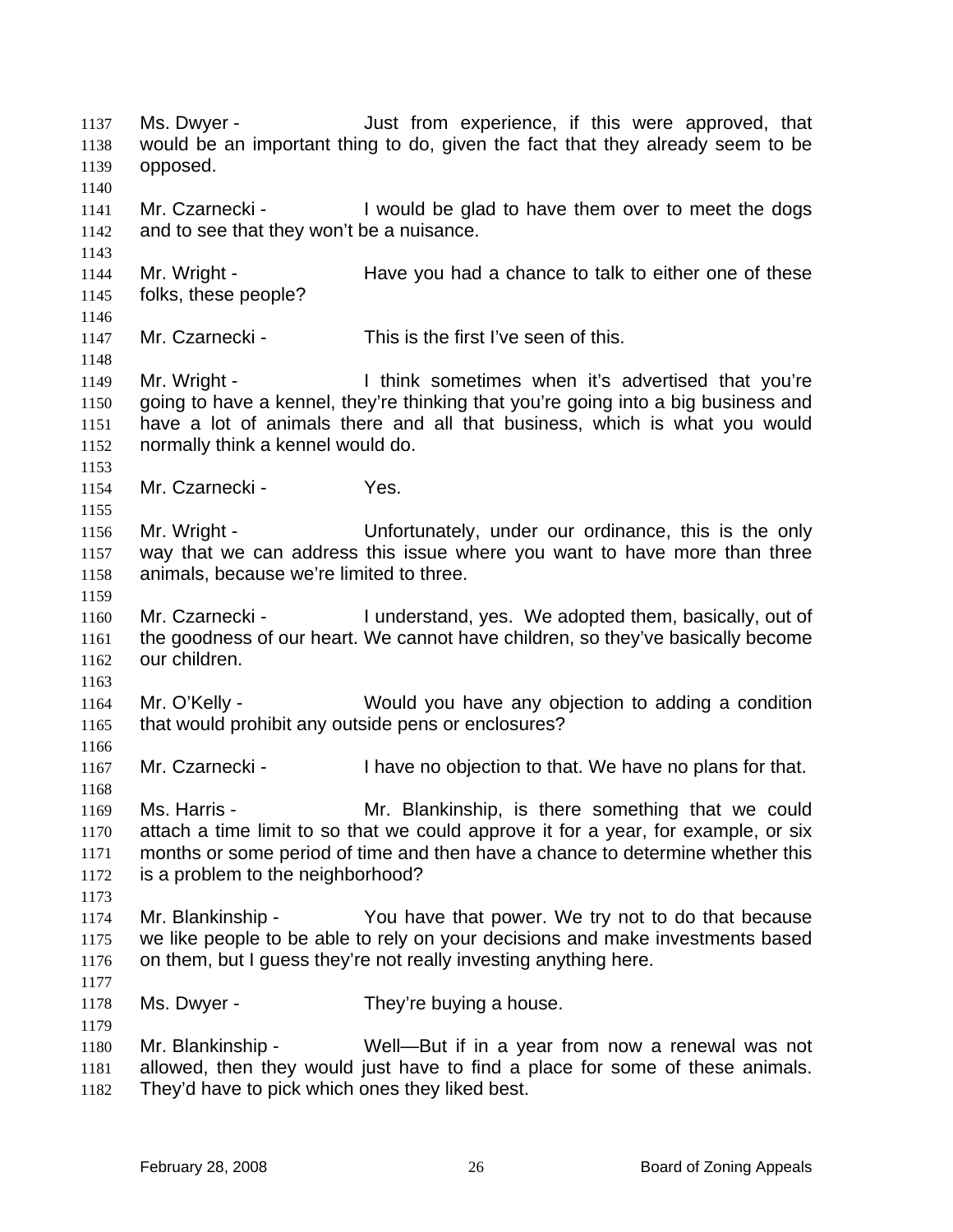Ms. Dwyer - Just from experience, if this were approved, that would be an important thing to do, given the fact that they already seem to be opposed.

Mr. Czarnecki - I would be glad to have them over to meet the dogs and to see that they won't be a nuisance.

Mr. Wright - Have you had a chance to talk to either one of these folks, these people?

Mr. Czarnecki - This is the first I've seen of this.

Mr. Wright - I think sometimes when it's advertised that you're going to have a kennel, they're thinking that you're going into a big business and have a lot of animals there and all that business, which is what you would normally think a kennel would do.

Mr. Czarnecki - Yes.

Mr. Wright - Unfortunately, under our ordinance, this is the only way that we can address this issue where you want to have more than three animals, because we're limited to three.

Mr. Czarnecki - I understand, yes. We adopted them, basically, out of the goodness of our heart. We cannot have children, so they've basically become our children.

Mr. O'Kelly - Would you have any objection to adding a condition that would prohibit any outside pens or enclosures?

Mr. Czarnecki - I have no objection to that. We have no plans for that.

Ms. Harris - Mr. Blankinship, is there something that we could attach a time limit to so that we could approve it for a year, for example, or six months or some period of time and then have a chance to determine whether this is a problem to the neighborhood?

Mr. Blankinship - You have that power. We try not to do that because we like people to be able to rely on your decisions and make investments based on them, but I guess they're not really investing anything here.

Ms. Dwyer - They're buying a house.

Mr. Blankinship - Well—But if in a year from now a renewal was not allowed, then they would just have to find a place for some of these animals. They'd have to pick which ones they liked best.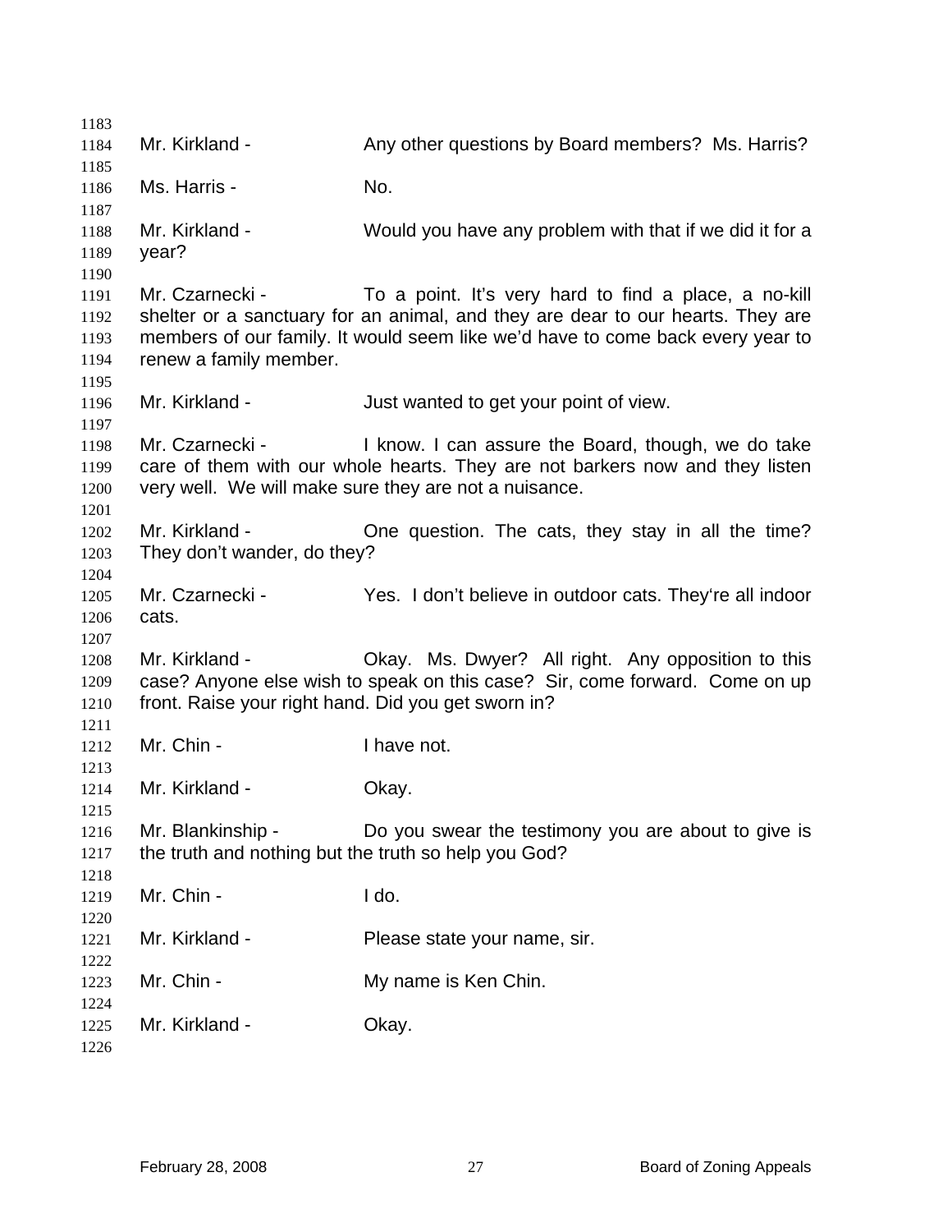1183

1184 Mr. Kirkland - Any other questions by Board members? Ms. Harris?

1185

1186 Ms. Harris - No.

1187

1188 Mr. Kirkland - Would you have any problem with that if we did it for a
1189 year?

1190

1191 Mr. Czarnecki - To a point. It's very hard to find a place, a no-kill
1192 shelter or a sanctuary for an animal, and they are dear to our hearts. They are
1193 members of our family. It would seem like we'd have to come back every year to
1194 renew a family member.

1195

1196 Mr. Kirkland - Just wanted to get your point of view.

1197

1198 Mr. Czarnecki - I know. I can assure the Board, though, we do take
1199 care of them with our whole hearts. They are not barkers now and they listen
1200 very well. We will make sure they are not a nuisance.

1201

1202 Mr. Kirkland - One question. The cats, they stay in all the time?
1203 They don't wander, do they?

1204

1205 Mr. Czarnecki - Yes. I don't believe in outdoor cats. They're all indoor
1206 cats.

1207

1208 Mr. Kirkland - Okay. Ms. Dwyer? All right. Any opposition to this
1209 case? Anyone else wish to speak on this case? Sir, come forward. Come on up
1210 front. Raise your right hand. Did you get sworn in?

1211

1212 Mr. Chin - I have not.

1213

1214 Mr. Kirkland - Okay.

1215

1216 Mr. Blankinship - Do you swear the testimony you are about to give is
1217 the truth and nothing but the truth so help you God?

1218

1219 Mr. Chin - I do.

1220

1221 Mr. Kirkland - Please state your name, sir.

1222

1223 Mr. Chin - My name is Ken Chin.

1224

1225 Mr. Kirkland - Okay.

1226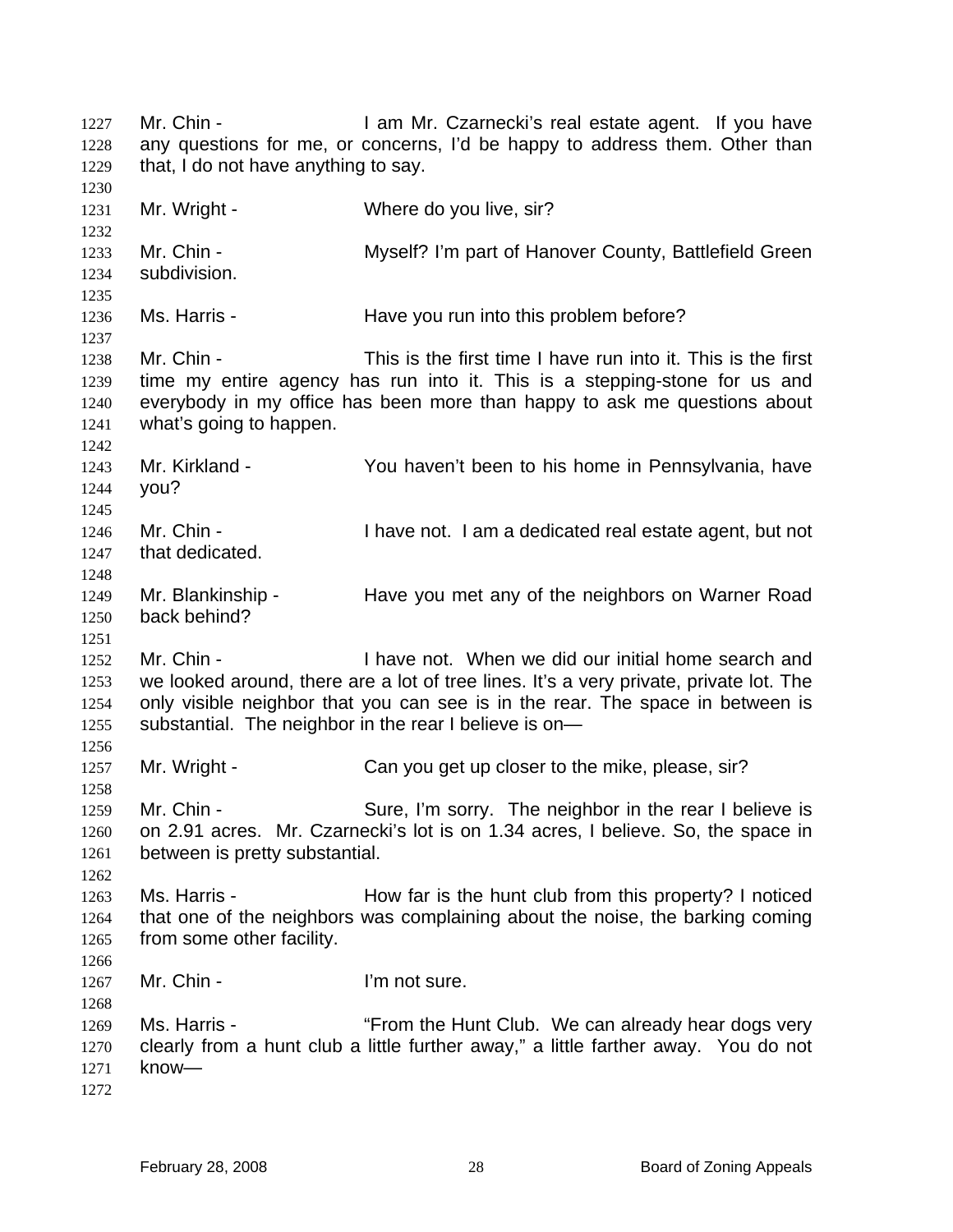Mr. Chin - I am Mr. Czarnecki's real estate agent. If you have any questions for me, or concerns, I'd be happy to address them. Other than that, I do not have anything to say.

Mr. Wright - Where do you live, sir?

Mr. Chin - Myself? I'm part of Hanover County, Battlefield Green subdivision.

Ms. Harris - Have you run into this problem before?

Mr. Chin - This is the first time I have run into it. This is the first time my entire agency has run into it. This is a stepping-stone for us and everybody in my office has been more than happy to ask me questions about what's going to happen.

Mr. Kirkland - You haven't been to his home in Pennsylvania, have you?

Mr. Chin - I have not. I am a dedicated real estate agent, but not that dedicated.

Mr. Blankinship - Have you met any of the neighbors on Warner Road back behind?

Mr. Chin - I have not. When we did our initial home search and we looked around, there are a lot of tree lines. It's a very private, private lot. The only visible neighbor that you can see is in the rear. The space in between is substantial. The neighbor in the rear I believe is on—

Mr. Wright - Can you get up closer to the mike, please, sir?

Mr. Chin - Sure, I'm sorry. The neighbor in the rear I believe is on 2.91 acres. Mr. Czarnecki's lot is on 1.34 acres, I believe. So, the space in between is pretty substantial.

Ms. Harris - How far is the hunt club from this property? I noticed that one of the neighbors was complaining about the noise, the barking coming from some other facility.

Mr. Chin - I'm not sure.

Ms. Harris - "From the Hunt Club. We can already hear dogs very clearly from a hunt club a little further away," a little farther away. You do not know—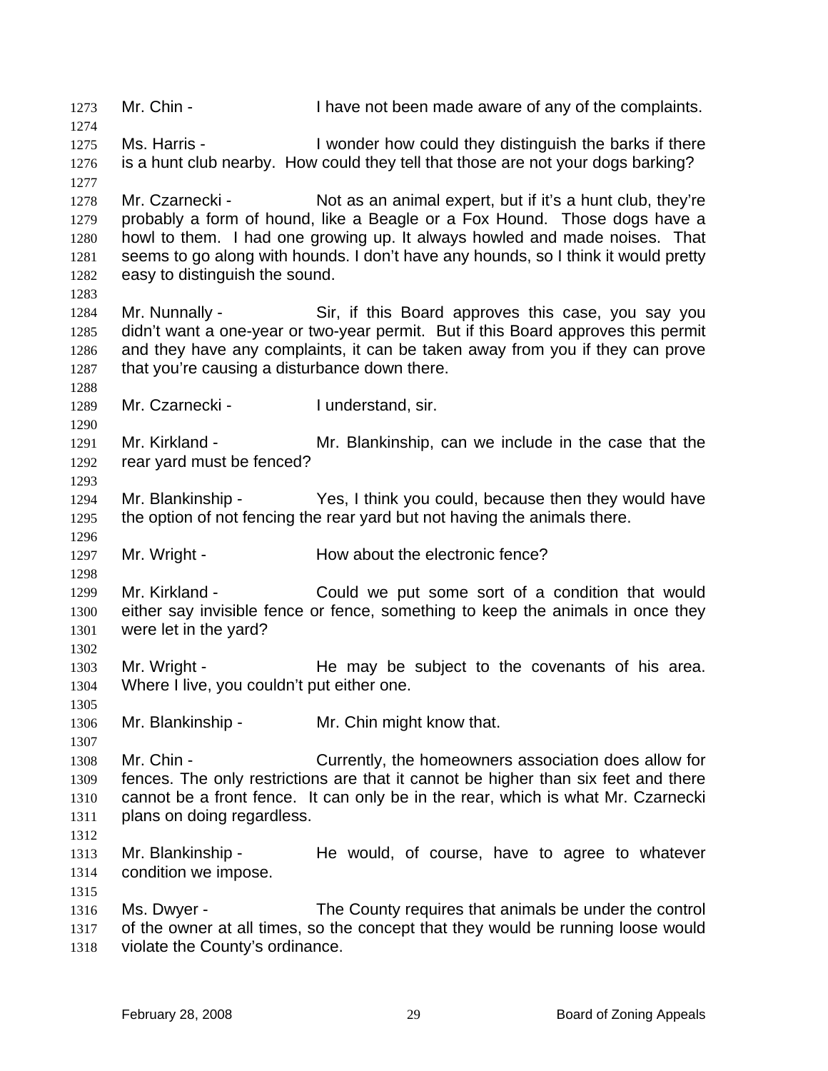1273 Mr. Chin - I have not been made aware of any of the complaints.

1274

1275 Ms. Harris - I wonder how could they distinguish the barks if there
1276 is a hunt club nearby. How could they tell that those are not your dogs barking?

1277

1278 Mr. Czarnecki - Not as an animal expert, but if it's a hunt club, they're
1279 probably a form of hound, like a Beagle or a Fox Hound. Those dogs have a
1280 howl to them. I had one growing up. It always howled and made noises. That
1281 seems to go along with hounds. I don't have any hounds, so I think it would pretty
1282 easy to distinguish the sound.

1283

1284 Mr. Nunnally - Sir, if this Board approves this case, you say you
1285 didn't want a one-year or two-year permit. But if this Board approves this permit
1286 and they have any complaints, it can be taken away from you if they can prove
1287 that you're causing a disturbance down there.

1288

1289 Mr. Czarnecki - I understand, sir.

1290

1291 Mr. Kirkland - Mr. Blankinship, can we include in the case that the
1292 rear yard must be fenced?

1293

1294 Mr. Blankinship - Yes, I think you could, because then they would have
1295 the option of not fencing the rear yard but not having the animals there.

1296

1297 Mr. Wright - How about the electronic fence?

1298

1299 Mr. Kirkland - Could we put some sort of a condition that would
1300 either say invisible fence or fence, something to keep the animals in once they
1301 were let in the yard?

1302

1303 Mr. Wright - He may be subject to the covenants of his area.
1304 Where I live, you couldn't put either one.

1305

1306 Mr. Blankinship - Mr. Chin might know that.

1307

1308 Mr. Chin - Currently, the homeowners association does allow for
1309 fences. The only restrictions are that it cannot be higher than six feet and there
1310 cannot be a front fence. It can only be in the rear, which is what Mr. Czarnecki
1311 plans on doing regardless.

1312

1313 Mr. Blankinship - He would, of course, have to agree to whatever
1314 condition we impose.

1315

1316 Ms. Dwyer - The County requires that animals be under the control
1317 of the owner at all times, so the concept that they would be running loose would
1318 violate the County's ordinance.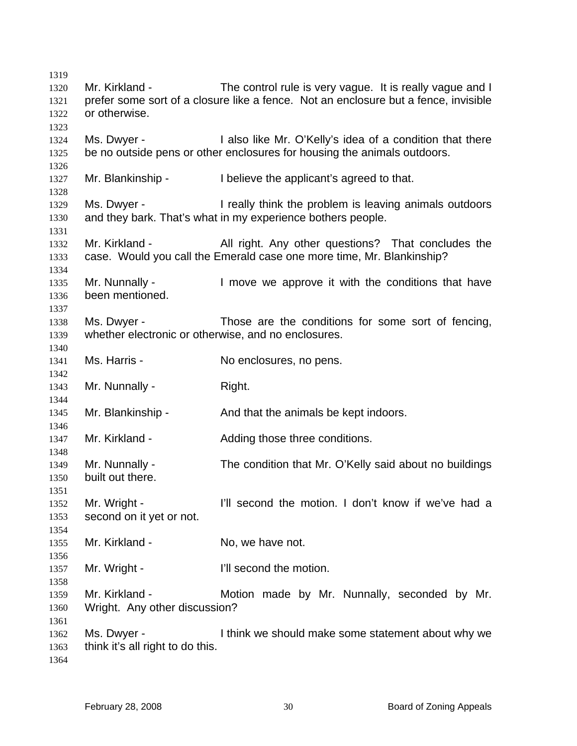Mr. Kirkland - The control rule is very vague. It is really vague and I prefer some sort of a closure like a fence. Not an enclosure but a fence, invisible or otherwise.

Ms. Dwyer - I also like Mr. O'Kelly's idea of a condition that there be no outside pens or other enclosures for housing the animals outdoors.

Mr. Blankinship - I believe the applicant's agreed to that.

Ms. Dwyer - I really think the problem is leaving animals outdoors and they bark. That's what in my experience bothers people.

Mr. Kirkland - All right. Any other questions? That concludes the case. Would you call the Emerald case one more time, Mr. Blankinship?

Mr. Nunnally - I move we approve it with the conditions that have been mentioned.

Ms. Dwyer - Those are the conditions for some sort of fencing, whether electronic or otherwise, and no enclosures.

Ms. Harris - No enclosures, no pens.

Mr. Nunnally - Right.

Mr. Blankinship - And that the animals be kept indoors.

Mr. Kirkland - Adding those three conditions.

Mr. Nunnally - The condition that Mr. O'Kelly said about no buildings built out there.

Mr. Wright - I'll second the motion. I don't know if we've had a second on it yet or not.

Mr. Kirkland - No, we have not.

Mr. Wright - I'll second the motion.

Mr. Kirkland - Motion made by Mr. Nunnally, seconded by Mr. Wright. Any other discussion?

Ms. Dwyer - I think we should make some statement about why we think it's all right to do this.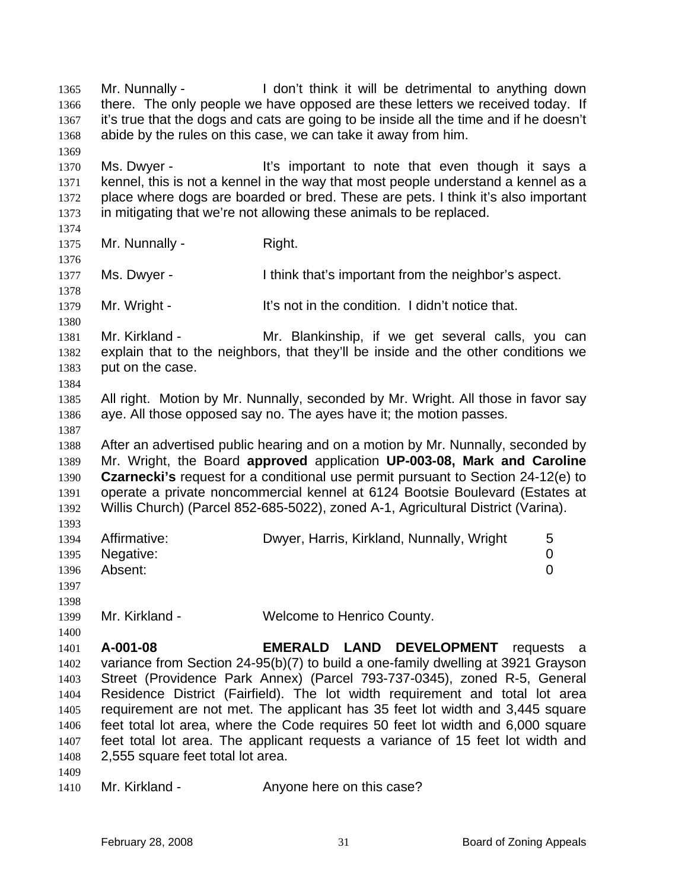Mr. Nunnally - I don't think it will be detrimental to anything down there. The only people we have opposed are these letters we received today. If it's true that the dogs and cats are going to be inside all the time and if he doesn't abide by the rules on this case, we can take it away from him.

Ms. Dwyer - It's important to note that even though it says a kennel, this is not a kennel in the way that most people understand a kennel as a place where dogs are boarded or bred. These are pets. I think it's also important in mitigating that we're not allowing these animals to be replaced.

Mr. Nunnally - Right.

Ms. Dwyer - I think that's important from the neighbor's aspect.

Mr. Wright - It's not in the condition. I didn't notice that.

Mr. Kirkland - Mr. Blankinship, if we get several calls, you can explain that to the neighbors, that they'll be inside and the other conditions we put on the case.

All right. Motion by Mr. Nunnally, seconded by Mr. Wright. All those in favor say aye. All those opposed say no. The ayes have it; the motion passes.

After an advertised public hearing and on a motion by Mr. Nunnally, seconded by Mr. Wright, the Board **approved** application **UP-003-08, Mark and Caroline Czarnecki's** request for a conditional use permit pursuant to Section 24-12(e) to operate a private noncommercial kennel at 6124 Bootsie Boulevard (Estates at Willis Church) (Parcel 852-685-5022), zoned A-1, Agricultural District (Varina).

| | | |
|---|---|---|
| Affirmative: | Dwyer, Harris, Kirkland, Nunnally, Wright | 5 |
| Negative: | | 0 |
| Absent: | | 0 |

Mr. Kirkland - Welcome to Henrico County.

**A-001-08** **EMERALD LAND DEVELOPMENT** requests a variance from Section 24-95(b)(7) to build a one-family dwelling at 3921 Grayson Street (Providence Park Annex) (Parcel 793-737-0345), zoned R-5, General Residence District (Fairfield). The lot width requirement and total lot area requirement are not met. The applicant has 35 feet lot width and 3,445 square feet total lot area, where the Code requires 50 feet lot width and 6,000 square feet total lot area. The applicant requests a variance of 15 feet lot width and 2,555 square feet total lot area.

Mr. Kirkland - Anyone here on this case?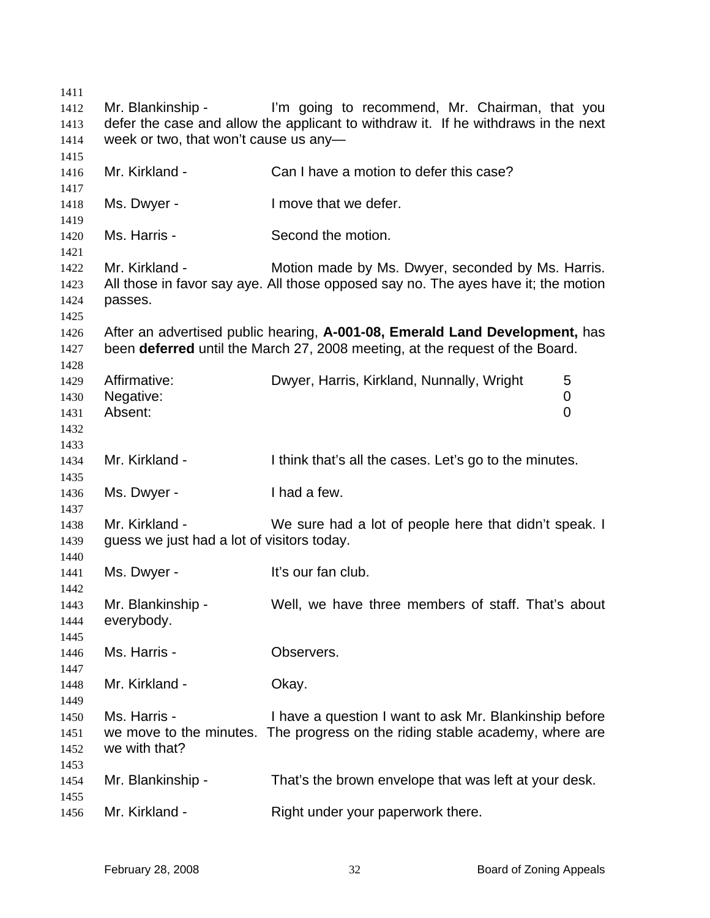Mr. Blankinship - I'm going to recommend, Mr. Chairman, that you defer the case and allow the applicant to withdraw it. If he withdraws in the next week or two, that won't cause us any—

Mr. Kirkland - Can I have a motion to defer this case?

Ms. Dwyer - I move that we defer.

Ms. Harris - Second the motion.

Mr. Kirkland - Motion made by Ms. Dwyer, seconded by Ms. Harris. All those in favor say aye. All those opposed say no. The ayes have it; the motion passes.

After an advertised public hearing, **A-001-08, Emerald Land Development,** has been **deferred** until the March 27, 2008 meeting, at the request of the Board.

| | | |
|---|---|---|
| Affirmative: | Dwyer, Harris, Kirkland, Nunnally, Wright | 5 |
| Negative: | | 0 |
| Absent: | | 0 |

Mr. Kirkland - I think that's all the cases. Let's go to the minutes.

Ms. Dwyer - I had a few.

Mr. Kirkland - We sure had a lot of people here that didn't speak. I guess we just had a lot of visitors today.

Ms. Dwyer - It's our fan club.

Mr. Blankinship - Well, we have three members of staff. That's about everybody.

Ms. Harris - Observers.

Mr. Kirkland - Okay.

Ms. Harris - I have a question I want to ask Mr. Blankinship before we move to the minutes. The progress on the riding stable academy, where are we with that?

Mr. Blankinship - That's the brown envelope that was left at your desk.

Mr. Kirkland - Right under your paperwork there.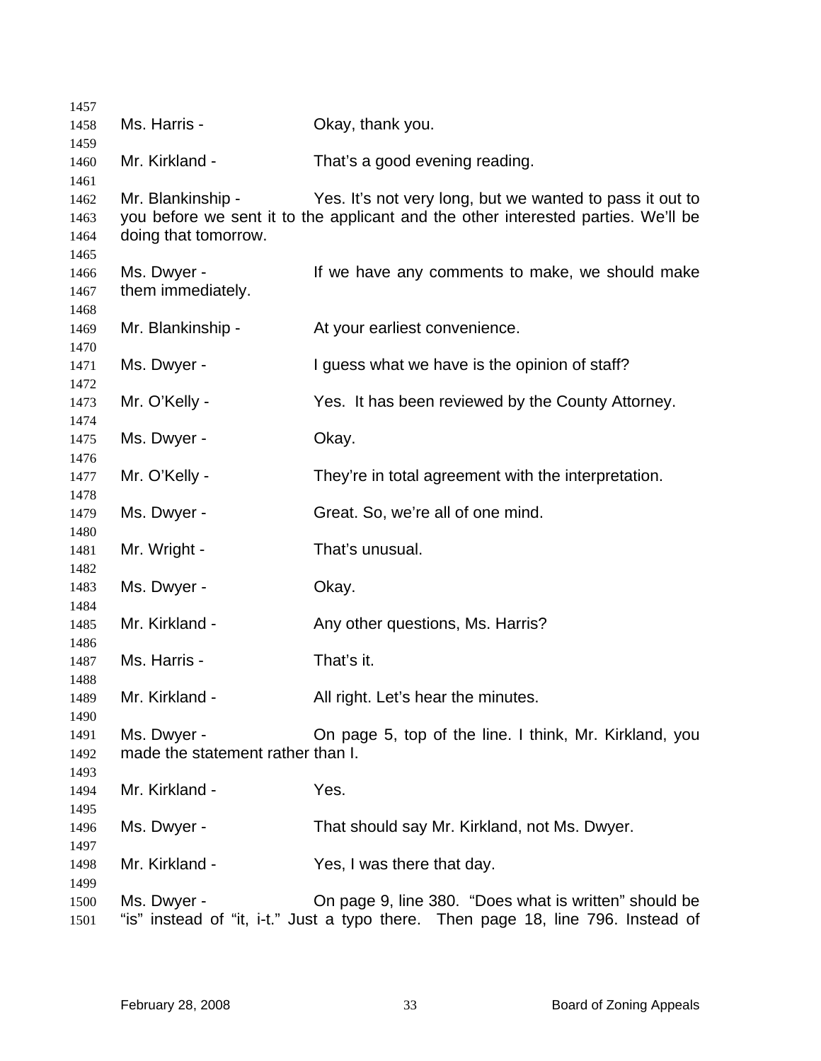Ms. Harris - Okay, thank you.

Mr. Kirkland - That's a good evening reading.

Mr. Blankinship - Yes. It's not very long, but we wanted to pass it out to you before we sent it to the applicant and the other interested parties. We'll be doing that tomorrow.

Ms. Dwyer - If we have any comments to make, we should make them immediately.

Mr. Blankinship - At your earliest convenience.

Ms. Dwyer - I guess what we have is the opinion of staff?

Mr. O'Kelly - Yes. It has been reviewed by the County Attorney.

Ms. Dwyer - Okay.

Mr. O'Kelly - They're in total agreement with the interpretation.

Ms. Dwyer - Great. So, we're all of one mind.

Mr. Wright - That's unusual.

Ms. Dwyer - Okay.

Mr. Kirkland - Any other questions, Ms. Harris?

Ms. Harris - That's it.

Mr. Kirkland - All right. Let's hear the minutes.

Ms. Dwyer - On page 5, top of the line. I think, Mr. Kirkland, you made the statement rather than I.

Mr. Kirkland - Yes.

Ms. Dwyer - That should say Mr. Kirkland, not Ms. Dwyer.

Mr. Kirkland - Yes, I was there that day.

Ms. Dwyer - On page 9, line 380. "Does what is written" should be "is" instead of "it, i-t." Just a typo there. Then page 18, line 796. Instead of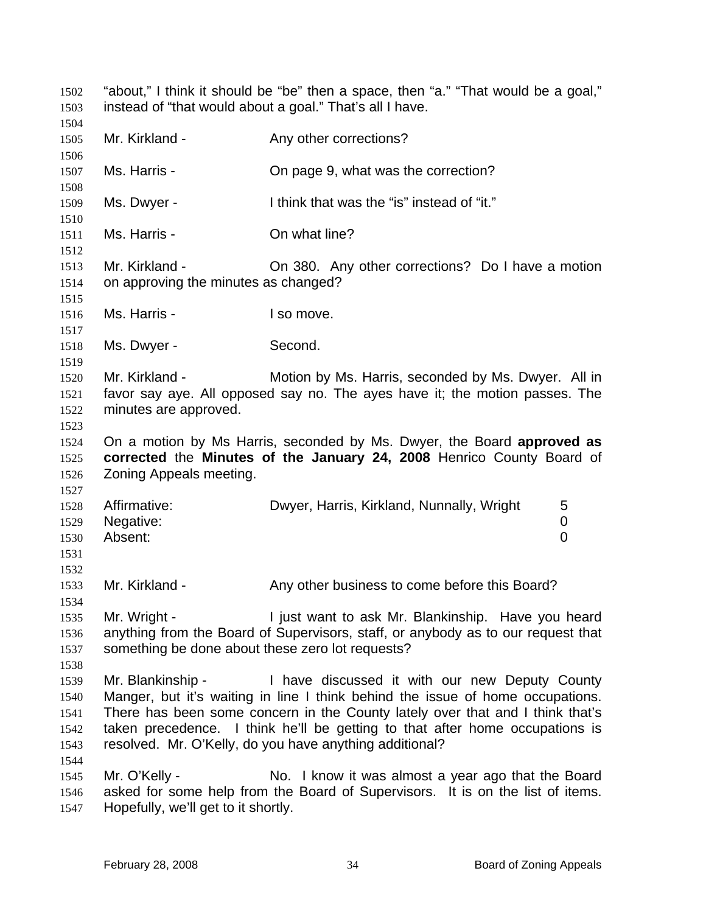"about," I think it should be "be" then a space, then "a." "That would be a goal," instead of "that would about a goal." That's all I have.

Mr. Kirkland - Any other corrections?

Ms. Harris - On page 9, what was the correction?

Ms. Dwyer - I think that was the "is" instead of "it."

Ms. Harris - On what line?

Mr. Kirkland - On 380. Any other corrections? Do I have a motion on approving the minutes as changed?

Ms. Harris - I so move.

Ms. Dwyer - Second.

Mr. Kirkland - Motion by Ms. Harris, seconded by Ms. Dwyer. All in favor say aye. All opposed say no. The ayes have it; the motion passes. The minutes are approved.

On a motion by Ms Harris, seconded by Ms. Dwyer, the Board **approved as corrected** the **Minutes of the January 24, 2008** Henrico County Board of Zoning Appeals meeting.

| | | |
|---|---|---|
| Affirmative: | Dwyer, Harris, Kirkland, Nunnally, Wright | 5 |
| Negative: | | 0 |
| Absent: | | 0 |

Mr. Kirkland - Any other business to come before this Board?

Mr. Wright - I just want to ask Mr. Blankinship. Have you heard anything from the Board of Supervisors, staff, or anybody as to our request that something be done about these zero lot requests?

Mr. Blankinship - I have discussed it with our new Deputy County Manger, but it's waiting in line I think behind the issue of home occupations. There has been some concern in the County lately over that and I think that's taken precedence. I think he'll be getting to that after home occupations is resolved. Mr. O'Kelly, do you have anything additional?

Mr. O'Kelly - No. I know it was almost a year ago that the Board asked for some help from the Board of Supervisors. It is on the list of items. Hopefully, we'll get to it shortly.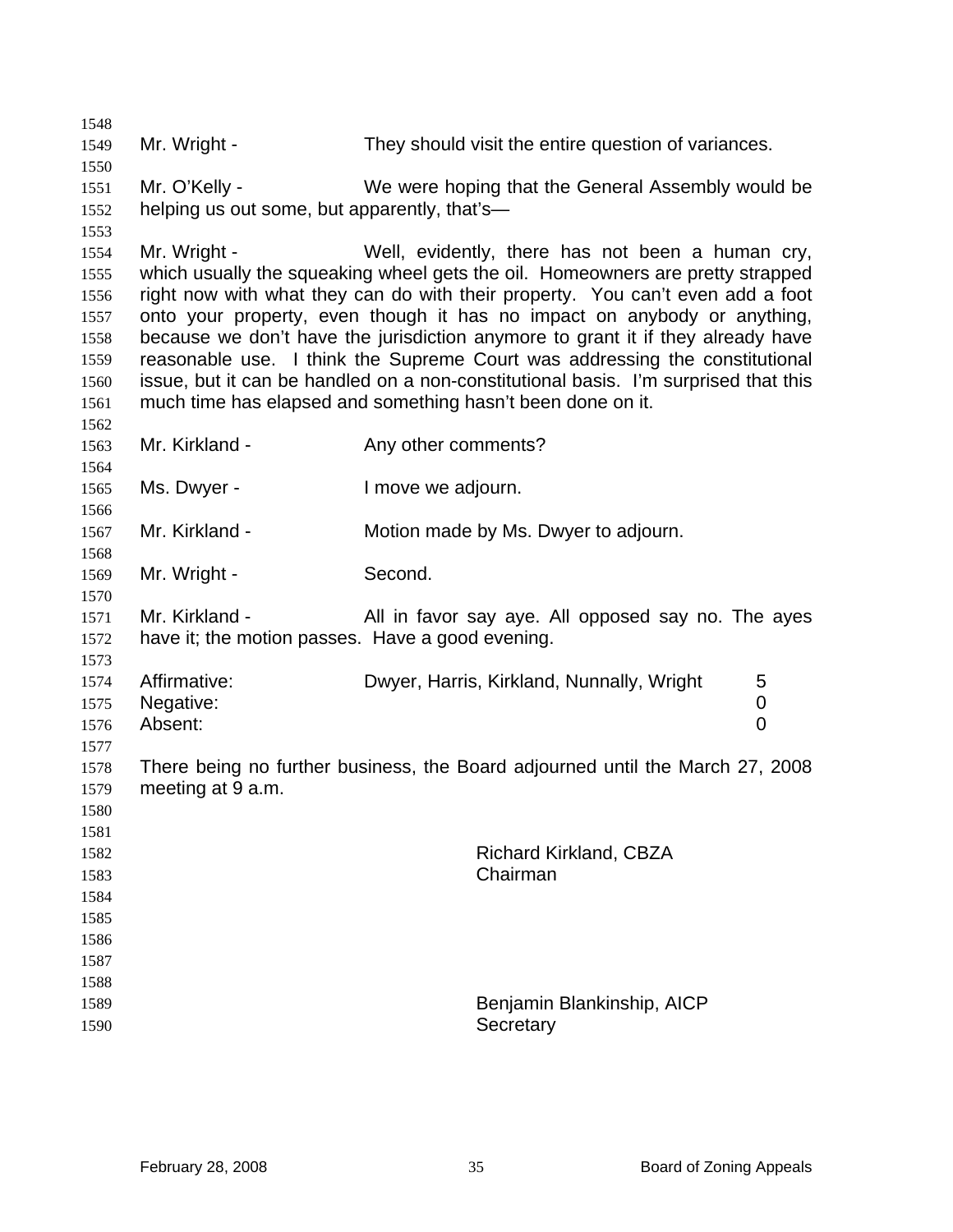Mr. Wright - They should visit the entire question of variances.

Mr. O'Kelly - We were hoping that the General Assembly would be helping us out some, but apparently, that's—

Mr. Wright - Well, evidently, there has not been a human cry, which usually the squeaking wheel gets the oil. Homeowners are pretty strapped right now with what they can do with their property. You can't even add a foot onto your property, even though it has no impact on anybody or anything, because we don't have the jurisdiction anymore to grant it if they already have reasonable use. I think the Supreme Court was addressing the constitutional issue, but it can be handled on a non-constitutional basis. I'm surprised that this much time has elapsed and something hasn't been done on it.

Mr. Kirkland - Any other comments?

Ms. Dwyer - I move we adjourn.

Mr. Kirkland - Motion made by Ms. Dwyer to adjourn.

Mr. Wright - Second.

Mr. Kirkland - All in favor say aye. All opposed say no. The ayes have it; the motion passes. Have a good evening.

| | | |
|---|---|---|
| Affirmative: | Dwyer, Harris, Kirkland, Nunnally, Wright | 5 |
| Negative: | | 0 |
| Absent: | | 0 |

There being no further business, the Board adjourned until the March 27, 2008 meeting at 9 a.m.

Richard Kirkland, CBZA
Chairman

Benjamin Blankinship, AICP
Secretary